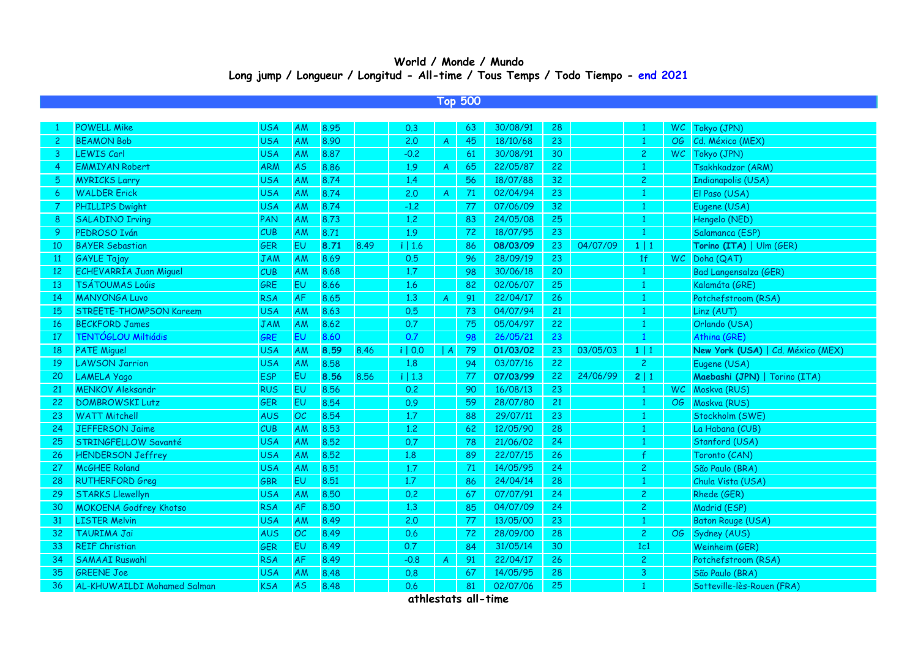# World / Monde / Mundo

## Long jump / Longueur / Longitud - All-time / Tous Temps / Todo Tiempo - end 2021

### Top 500

| | | | | | | | | | | | | | | |
|---|---|---|---|---|---|---|---|---|---|---|---|---|---|---|
| 1 | POWELL Mike | USA | AM | 8.95 | | 0.3 | | 63 | 30/08/91 | 28 | | 1 | WC | Tokyo (JPN) |
| 2 | BEAMON Bob | USA | AM | 8.90 | | 2.0 | A | 45 | 18/10/68 | 23 | | 1 | OG | Cd. México (MEX) |
| 3 | LEWIS Carl | USA | AM | 8.87 | | -0.2 | | 61 | 30/08/91 | 30 | | 2 | WC | Tokyo (JPN) |
| 4 | EMMIYAN Robert | ARM | AS | 8.86 | | 1.9 | A | 65 | 22/05/87 | 22 | | 1 | | Tsakhkadzor (ARM) |
| 5 | MYRICKS Larry | USA | AM | 8.74 | | 1.4 | | 56 | 18/07/88 | 32 | | 2 | | Indianapolis (USA) |
| 6 | WALDER Erick | USA | AM | 8.74 | | 2.0 | A | 71 | 02/04/94 | 23 | | 1 | | El Paso (USA) |
| 7 | PHILLIPS Dwight | USA | AM | 8.74 | | -1.2 | | 77 | 07/06/09 | 32 | | 1 | | Eugene (USA) |
| 8 | SALADINO Irving | PAN | AM | 8.73 | | 1.2 | | 83 | 24/05/08 | 25 | | 1 | | Hengelo (NED) |
| 9 | PEDROSO Iván | CUB | AM | 8.71 | | 1.9 | | 72 | 18/07/95 | 23 | | 1 | | Salamanca (ESP) |
| 10 | BAYER Sebastian | GER | EU | **8.71** | 8.49 | i \| 1.6 | | 86 | **08/03/09** | 23 | 04/07/09 | **1** \| 1 | | **Torino (ITA)** \| Ulm (GER) |
| 11 | GAYLE Tajay | JAM | AM | 8.69 | | 0.5 | | 96 | 28/09/19 | 23 | | 1f | WC | Doha (QAT) |
| 12 | ECHEVARRÍA Juan Miguel | CUB | AM | 8.68 | | 1.7 | | 98 | 30/06/18 | 20 | | 1 | | Bad Langensalza (GER) |
| 13 | TSÁTOUMAS Loúis | GRE | EU | 8.66 | | 1.6 | | 82 | 02/06/07 | 25 | | 1 | | Kalamáta (GRE) |
| 14 | MANYONGA Luvo | RSA | AF | 8.65 | | 1.3 | A | 91 | 22/04/17 | 26 | | 1 | | Potchefstroom (RSA) |
| 15 | STREETE-THOMPSON Kareem | USA | AM | 8.63 | | 0.5 | | 73 | 04/07/94 | 21 | | 1 | | Linz (AUT) |
| 16 | BECKFORD James | JAM | AM | 8.62 | | 0.7 | | 75 | 05/04/97 | 22 | | 1 | | Orlando (USA) |
| 17 | TENTÓGLOU Miltiádis | GRE | EU | 8.60 | | 0.7 | | 98 | 26/05/21 | 23 | | 1 | | Athina (GRE) |
| 18 | PATE Miguel | USA | AM | **8.59** | 8.46 | i \| 0.0 | \| A | 79 | **01/03/02** | 23 | 03/05/03 | **1** \| 1 | | **New York (USA)** \| Cd. México (MEX) |
| 19 | LAWSON Jarrion | USA | AM | 8.58 | | 1.8 | | 94 | 03/07/16 | 22 | | 2 | | Eugene (USA) |
| 20 | LAMELA Yago | ESP | EU | **8.56** | 8.56 | i \| 1.3 | | 77 | **07/03/99** | 22 | 24/06/99 | **2** \| 1 | | **Maebashi (JPN)** \| Torino (ITA) |
| 21 | MENKOV Aleksandr | RUS | EU | 8.56 | | 0.2 | | 90 | 16/08/13 | 23 | | 1 | WC | Moskva (RUS) |
| 22 | DOMBROWSKI Lutz | GER | EU | 8.54 | | 0.9 | | 59 | 28/07/80 | 21 | | 1 | OG | Moskva (RUS) |
| 23 | WATT Mitchell | AUS | OC | 8.54 | | 1.7 | | 88 | 29/07/11 | 23 | | 1 | | Stockholm (SWE) |
| 24 | JEFFERSON Jaime | CUB | AM | 8.53 | | 1.2 | | 62 | 12/05/90 | 28 | | 1 | | La Habana (CUB) |
| 25 | STRINGFELLOW Savanté | USA | AM | 8.52 | | 0.7 | | 78 | 21/06/02 | 24 | | 1 | | Stanford (USA) |
| 26 | HENDERSON Jeffrey | USA | AM | 8.52 | | 1.8 | | 89 | 22/07/15 | 26 | | f | | Toronto (CAN) |
| 27 | McGHEE Roland | USA | AM | 8.51 | | 1.7 | | 71 | 14/05/95 | 24 | | 2 | | São Paulo (BRA) |
| 28 | RUTHERFORD Greg | GBR | EU | 8.51 | | 1.7 | | 86 | 24/04/14 | 28 | | 1 | | Chula Vista (USA) |
| 29 | STARKS Llewellyn | USA | AM | 8.50 | | 0.2 | | 67 | 07/07/91 | 24 | | 2 | | Rhede (GER) |
| 30 | MOKOENA Godfrey Khotso | RSA | AF | 8.50 | | 1.3 | | 85 | 04/07/09 | 24 | | 2 | | Madrid (ESP) |
| 31 | LISTER Melvin | USA | AM | 8.49 | | 2.0 | | 77 | 13/05/00 | 23 | | 1 | | Baton Rouge (USA) |
| 32 | TAURIMA Jai | AUS | OC | 8.49 | | 0.6 | | 72 | 28/09/00 | 28 | | 2 | OG | Sydney (AUS) |
| 33 | REIF Christian | GER | EU | 8.49 | | 0.7 | | 84 | 31/05/14 | 30 | | 1c1 | | Weinheim (GER) |
| 34 | SAMAAI Ruswahl | RSA | AF | 8.49 | | -0.8 | A | 91 | 22/04/17 | 26 | | 2 | | Potchefstroom (RSA) |
| 35 | GREENE Joe | USA | AM | 8.48 | | 0.8 | | 67 | 14/05/95 | 28 | | 3 | | São Paulo (BRA) |
| 36 | AL-KHUWAILDI Mohamed Salman | KSA | AS | 8.48 | | 0.6 | | 81 | 02/07/06 | 25 | | 1 | | Sotteville-lès-Rouen (FRA) |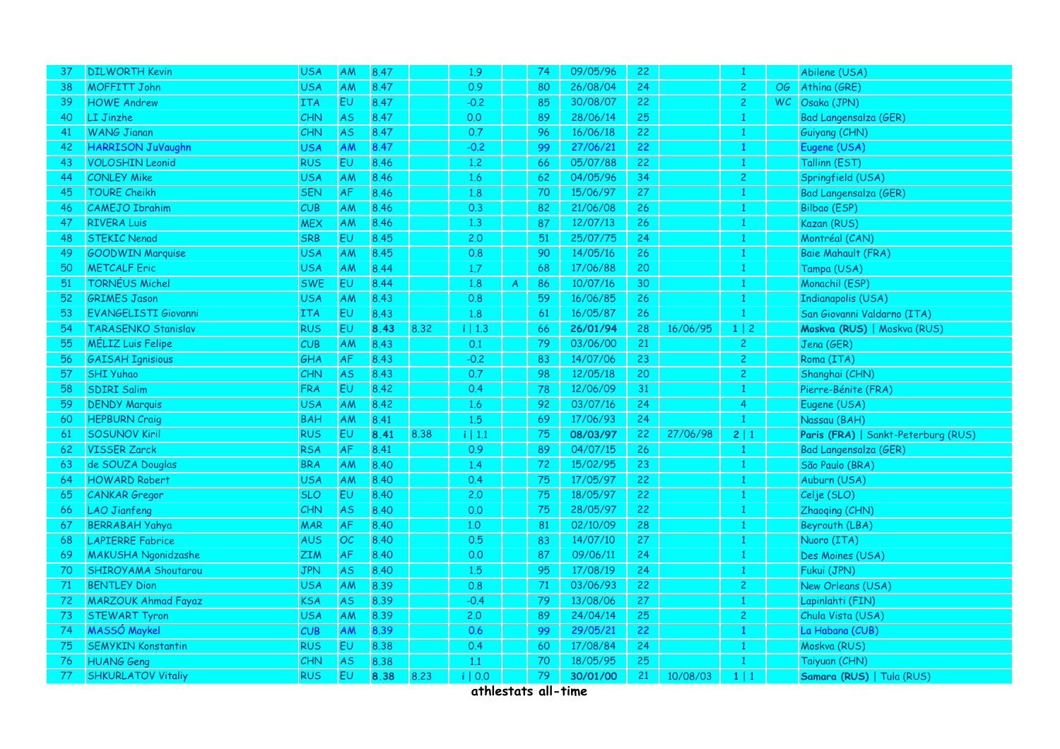| | | | | | | | | | | | | | | |
|---|---|---|---|---|---|---|---|---|---|---|---|---|---|---|
| 37 | DILWORTH Kevin | USA | AM | 8.47 | | 1.9 | | 74 | 09/05/96 | 22 | | 1 | | Abilene (USA) |
| 38 | MOFFITT John | USA | AM | 8.47 | | 0.9 | | 80 | 26/08/04 | 24 | | 2 | OG | Athína (GRE) |
| 39 | HOWE Andrew | ITA | EU | 8.47 | | -0.2 | | 85 | 30/08/07 | 22 | | 2 | WC | Osaka (JPN) |
| 40 | LI Jinzhe | CHN | AS | 8.47 | | 0.0 | | 89 | 28/06/14 | 25 | | 1 | | Bad Langensalza (GER) |
| 41 | WANG Jianan | CHN | AS | 8.47 | | 0.7 | | 96 | 16/06/18 | 22 | | 1 | | Guiyang (CHN) |
| 42 | HARRISON JuVaughn | USA | AM | 8.47 | | -0.2 | | 99 | 27/06/21 | 22 | | 1 | | Eugene (USA) |
| 43 | VOLOSHIN Leonid | RUS | EU | 8.46 | | 1.2 | | 66 | 05/07/88 | 22 | | 1 | | Tallinn (EST) |
| 44 | CONLEY Mike | USA | AM | 8.46 | | 1.6 | | 62 | 04/05/96 | 34 | | 2 | | Springfield (USA) |
| 45 | TOURE Cheikh | SEN | AF | 8.46 | | 1.8 | | 70 | 15/06/97 | 27 | | 1 | | Bad Langensalza (GER) |
| 46 | CAMEJO Ibrahim | CUB | AM | 8.46 | | 0.3 | | 82 | 21/06/08 | 26 | | 1 | | Bilbao (ESP) |
| 47 | RIVERA Luis | MEX | AM | 8.46 | | 1.3 | | 87 | 12/07/13 | 26 | | 1 | | Kazan (RUS) |
| 48 | STEKIC Nenad | SRB | EU | 8.45 | | 2.0 | | 51 | 25/07/75 | 24 | | 1 | | Montréal (CAN) |
| 49 | GOODWIN Marquise | USA | AM | 8.45 | | 0.8 | | 90 | 14/05/16 | 26 | | 1 | | Baie Mahault (FRA) |
| 50 | METCALF Eric | USA | AM | 8.44 | | 1.7 | | 68 | 17/06/88 | 20 | | 1 | | Tampa (USA) |
| 51 | TORNÉUS Michel | SWE | EU | 8.44 | | 1.8 | A | 86 | 10/07/16 | 30 | | 1 | | Monachil (ESP) |
| 52 | GRIMES Jason | USA | AM | 8.43 | | 0.8 | | 59 | 16/06/85 | 26 | | 1 | | Indianapolis (USA) |
| 53 | EVANGELISTI Giovanni | ITA | EU | 8.43 | | 1.8 | | 61 | 16/05/87 | 26 | | 1 | | San Giovanni Valdarno (ITA) |
| 54 | TARASENKO Stanislav | RUS | EU | **8.43** | 8.32 | i \| 1.3 | | 66 | **26/01/94** | 28 | 16/06/95 | **1** \| 2 | | **Moskva (RUS)** \| Moskva (RUS) |
| 55 | MÉLIZ Luis Felipe | CUB | AM | 8.43 | | 0.1 | | 79 | 03/06/00 | 21 | | 2 | | Jena (GER) |
| 56 | GAISAH Ignisious | GHA | AF | 8.43 | | -0.2 | | 83 | 14/07/06 | 23 | | 2 | | Roma (ITA) |
| 57 | SHI Yuhao | CHN | AS | 8.43 | | 0.7 | | 98 | 12/05/18 | 20 | | 2 | | Shanghai (CHN) |
| 58 | SDIRI Salim | FRA | EU | 8.42 | | 0.4 | | 78 | 12/06/09 | 31 | | 1 | | Pierre-Bénite (FRA) |
| 59 | DENDY Marquis | USA | AM | 8.42 | | 1.6 | | 92 | 03/07/16 | 24 | | 4 | | Eugene (USA) |
| 60 | HEPBURN Craig | BAH | AM | 8.41 | | 1.5 | | 69 | 17/06/93 | 24 | | 1 | | Nassau (BAH) |
| 61 | SOSUNOV Kiril | RUS | EU | **8.41** | 8.38 | i \| 1.1 | | 75 | **08/03/97** | 22 | 27/06/98 | **2** \| 1 | | **Paris (FRA)** \| Sankt-Peterburg (RUS) |
| 62 | VISSER Zarck | RSA | AF | 8.41 | | 0.9 | | 89 | 04/07/15 | 26 | | 1 | | Bad Langensalza (GER) |
| 63 | de SOUZA Douglas | BRA | AM | 8.40 | | 1.4 | | 72 | 15/02/95 | 23 | | 1 | | São Paulo (BRA) |
| 64 | HOWARD Robert | USA | AM | 8.40 | | 0.4 | | 75 | 17/05/97 | 22 | | 1 | | Auburn (USA) |
| 65 | CANKAR Gregor | SLO | EU | 8.40 | | 2.0 | | 75 | 18/05/97 | 22 | | 1 | | Celje (SLO) |
| 66 | LAO Jianfeng | CHN | AS | 8.40 | | 0.0 | | 75 | 28/05/97 | 22 | | 1 | | Zhaoqing (CHN) |
| 67 | BERRABAH Yahya | MAR | AF | 8.40 | | 1.0 | | 81 | 02/10/09 | 28 | | 1 | | Beyrouth (LBA) |
| 68 | LAPIERRE Fabrice | AUS | OC | 8.40 | | 0.5 | | 83 | 14/07/10 | 27 | | 1 | | Nuoro (ITA) |
| 69 | MAKUSHA Ngonidzashe | ZIM | AF | 8.40 | | 0.0 | | 87 | 09/06/11 | 24 | | 1 | | Des Moines (USA) |
| 70 | SHIROYAMA Shoutarou | JPN | AS | 8.40 | | 1.5 | | 95 | 17/08/19 | 24 | | 1 | | Fukui (JPN) |
| 71 | BENTLEY Dion | USA | AM | 8.39 | | 0.8 | | 71 | 03/06/93 | 22 | | 2 | | New Orleans (USA) |
| 72 | MARZOUK Ahmad Fayaz | KSA | AS | 8.39 | | -0.4 | | 79 | 13/08/06 | 27 | | 1 | | Lapinlahti (FIN) |
| 73 | STEWART Tyron | USA | AM | 8.39 | | 2.0 | | 89 | 24/04/14 | 25 | | 2 | | Chula Vista (USA) |
| 74 | MASSÓ Maykel | CUB | AM | 8.39 | | 0.6 | | 99 | 29/05/21 | 22 | | 1 | | La Habana (CUB) |
| 75 | SEMYKIN Konstantin | RUS | EU | 8.38 | | 0.4 | | 60 | 17/08/84 | 24 | | 1 | | Moskva (RUS) |
| 76 | HUANG Geng | CHN | AS | 8.38 | | 1.1 | | 70 | 18/05/95 | 25 | | 1 | | Taiyuan (CHN) |
| 77 | SHKURLATOV Vitaliy | RUS | EU | **8.38** | 8.23 | i \| 0.0 | | 79 | **30/01/00** | 21 | 10/08/03 | **1** \| 1 | | **Samara (RUS)** \| Tula (RUS) |

**athlestats all-time**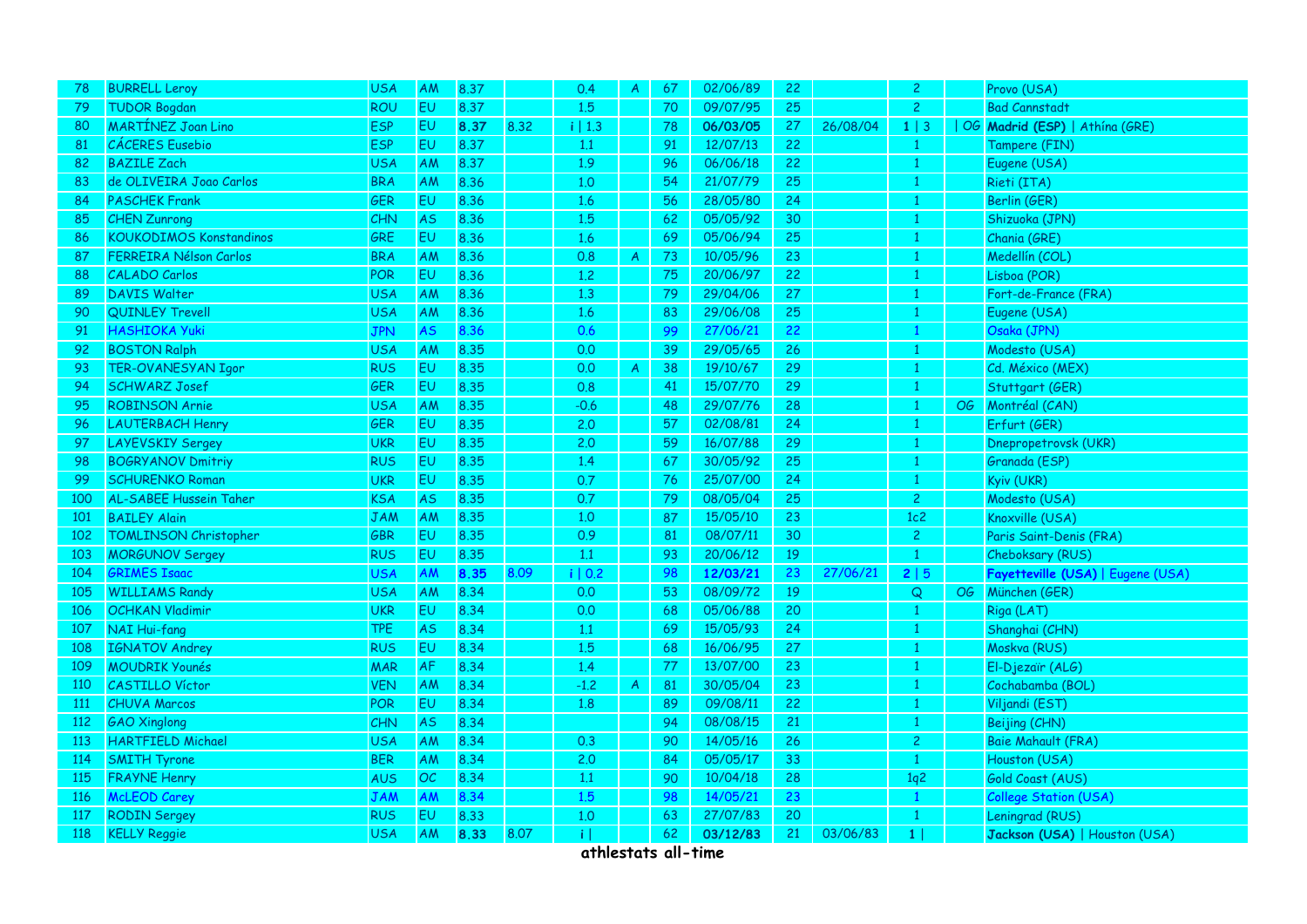| | | | | | | | | | | | | | | |
|---|---|---|---|---|---|---|---|---|---|---|---|---|---|---|
| 78 | BURRELL Leroy | USA | AM | 8.37 | | 0.4 | A | 67 | 02/06/89 | 22 | | 2 | | Provo (USA) |
| 79 | TUDOR Bogdan | ROU | EU | 8.37 | | 1.5 | | 70 | 09/07/95 | 25 | | 2 | | Bad Cannstadt |
| 80 | MARTÍNEZ Joan Lino | ESP | EU | **8.37** | 8.32 | i \| 1.3 | | 78 | **06/03/05** | 27 | 26/08/04 | **1** \| 3 | \| OG | **Madrid (ESP)** \| Athína (GRE) |
| 81 | CÁCERES Eusebio | ESP | EU | 8.37 | | 1.1 | | 91 | 12/07/13 | 22 | | 1 | | Tampere (FIN) |
| 82 | BAZILE Zach | USA | AM | 8.37 | | 1.9 | | 96 | 06/06/18 | 22 | | 1 | | Eugene (USA) |
| 83 | de OLIVEIRA Joao Carlos | BRA | AM | 8.36 | | 1.0 | | 54 | 21/07/79 | 25 | | 1 | | Rieti (ITA) |
| 84 | PASCHEK Frank | GER | EU | 8.36 | | 1.6 | | 56 | 28/05/80 | 24 | | 1 | | Berlin (GER) |
| 85 | CHEN Zunrong | CHN | AS | 8.36 | | 1.5 | | 62 | 05/05/92 | 30 | | 1 | | Shizuoka (JPN) |
| 86 | KOUKODIMOS Konstandinos | GRE | EU | 8.36 | | 1.6 | | 69 | 05/06/94 | 25 | | 1 | | Chania (GRE) |
| 87 | FERREIRA Nélson Carlos | BRA | AM | 8.36 | | 0.8 | A | 73 | 10/05/96 | 23 | | 1 | | Medellín (COL) |
| 88 | CALADO Carlos | POR | EU | 8.36 | | 1.2 | | 75 | 20/06/97 | 22 | | 1 | | Lisboa (POR) |
| 89 | DAVIS Walter | USA | AM | 8.36 | | 1.3 | | 79 | 29/04/06 | 27 | | 1 | | Fort-de-France (FRA) |
| 90 | QUINLEY Trevell | USA | AM | 8.36 | | 1.6 | | 83 | 29/06/08 | 25 | | 1 | | Eugene (USA) |
| 91 | HASHIOKA Yuki | JPN | AS | 8.36 | | 0.6 | | 99 | 27/06/21 | 22 | | 1 | | Osaka (JPN) |
| 92 | BOSTON Ralph | USA | AM | 8.35 | | 0.0 | | 39 | 29/05/65 | 26 | | 1 | | Modesto (USA) |
| 93 | TER-OVANESYAN Igor | RUS | EU | 8.35 | | 0.0 | A | 38 | 19/10/67 | 29 | | 1 | | Cd. México (MEX) |
| 94 | SCHWARZ Josef | GER | EU | 8.35 | | 0.8 | | 41 | 15/07/70 | 29 | | 1 | | Stuttgart (GER) |
| 95 | ROBINSON Arnie | USA | AM | 8.35 | | -0.6 | | 48 | 29/07/76 | 28 | | 1 | OG | Montréal (CAN) |
| 96 | LAUTERBACH Henry | GER | EU | 8.35 | | 2.0 | | 57 | 02/08/81 | 24 | | 1 | | Erfurt (GER) |
| 97 | LAYEVSKIY Sergey | UKR | EU | 8.35 | | 2.0 | | 59 | 16/07/88 | 29 | | 1 | | Dnepropetrovsk (UKR) |
| 98 | BOGRYANOV Dmitriy | RUS | EU | 8.35 | | 1.4 | | 67 | 30/05/92 | 25 | | 1 | | Granada (ESP) |
| 99 | SCHURENKO Roman | UKR | EU | 8.35 | | 0.7 | | 76 | 25/07/00 | 24 | | 1 | | Kyiv (UKR) |
| 100 | AL-SABEE Hussein Taher | KSA | AS | 8.35 | | 0.7 | | 79 | 08/05/04 | 25 | | 2 | | Modesto (USA) |
| 101 | BAILEY Alain | JAM | AM | 8.35 | | 1.0 | | 87 | 15/05/10 | 23 | | 1c2 | | Knoxville (USA) |
| 102 | TOMLINSON Christopher | GBR | EU | 8.35 | | 0.9 | | 81 | 08/07/11 | 30 | | 2 | | Paris Saint-Denis (FRA) |
| 103 | MORGUNOV Sergey | RUS | EU | 8.35 | | 1.1 | | 93 | 20/06/12 | 19 | | 1 | | Cheboksary (RUS) |
| 104 | GRIMES Isaac | USA | AM | **8.35** | 8.09 | i \| 0.2 | | 98 | **12/03/21** | 23 | 27/06/21 | **2** \| 5 | | **Fayetteville (USA)** \| Eugene (USA) |
| 105 | WILLIAMS Randy | USA | AM | 8.34 | | 0.0 | | 53 | 08/09/72 | 19 | | Q | OG | München (GER) |
| 106 | OCHKAN Vladimir | UKR | EU | 8.34 | | 0.0 | | 68 | 05/06/88 | 20 | | 1 | | Riga (LAT) |
| 107 | NAI Hui-fang | TPE | AS | 8.34 | | 1.1 | | 69 | 15/05/93 | 24 | | 1 | | Shanghai (CHN) |
| 108 | IGNATOV Andrey | RUS | EU | 8.34 | | 1.5 | | 68 | 16/06/95 | 27 | | 1 | | Moskva (RUS) |
| 109 | MOUDRIK Younés | MAR | AF | 8.34 | | 1.4 | | 77 | 13/07/00 | 23 | | 1 | | El-Djezaïr (ALG) |
| 110 | CASTILLO Víctor | VEN | AM | 8.34 | | -1.2 | A | 81 | 30/05/04 | 23 | | 1 | | Cochabamba (BOL) |
| 111 | CHUVA Marcos | POR | EU | 8.34 | | 1.8 | | 89 | 09/08/11 | 22 | | 1 | | Viljandi (EST) |
| 112 | GAO Xinglong | CHN | AS | 8.34 | | | | 94 | 08/08/15 | 21 | | 1 | | Beijing (CHN) |
| 113 | HARTFIELD Michael | USA | AM | 8.34 | | 0.3 | | 90 | 14/05/16 | 26 | | 2 | | Baie Mahault (FRA) |
| 114 | SMITH Tyrone | BER | AM | 8.34 | | 2.0 | | 84 | 05/05/17 | 33 | | 1 | | Houston (USA) |
| 115 | FRAYNE Henry | AUS | OC | 8.34 | | 1.1 | | 90 | 10/04/18 | 28 | | 1q2 | | Gold Coast (AUS) |
| 116 | McLEOD Carey | JAM | AM | 8.34 | | 1.5 | | 98 | 14/05/21 | 23 | | 1 | | College Station (USA) |
| 117 | RODIN Sergey | RUS | EU | 8.33 | | 1.0 | | 63 | 27/07/83 | 20 | | 1 | | Leningrad (RUS) |
| 118 | KELLY Reggie | USA | AM | **8.33** | 8.07 | i \| | | 62 | **03/12/83** | 21 | 03/06/83 | **1** \| | | **Jackson (USA)** \| Houston (USA) |

**athlestats all-time**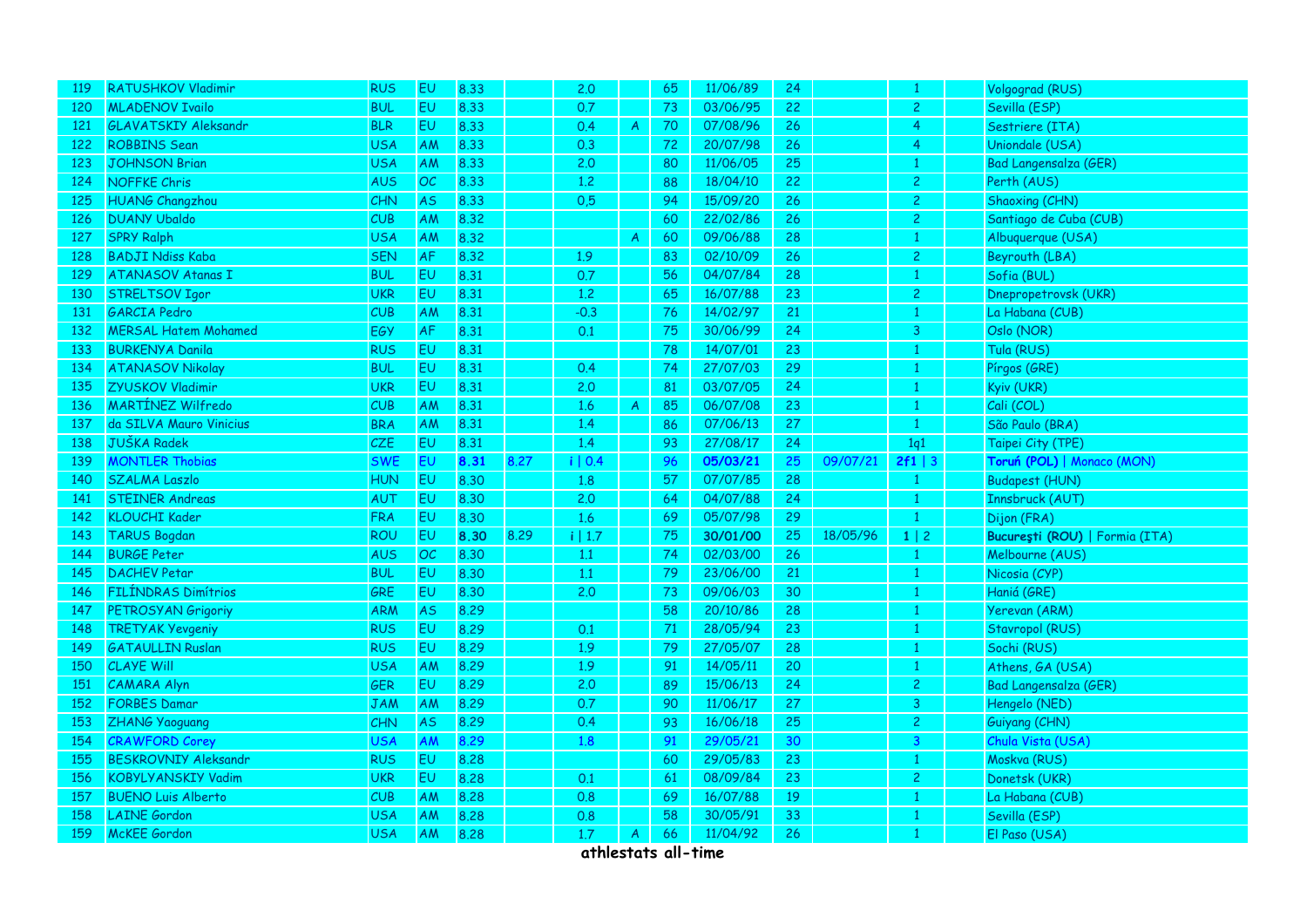| 119 | RATUSHKOV Vladimir | RUS | EU | 8.33 | | 2.0 | | 65 | 11/06/89 | 24 | | 1 | | Volgograd (RUS) |
|---|---|---|---|---|---|---|---|---|---|---|---|---|---|---|
| 120 | MLADENOV Ivailo | BUL | EU | 8.33 | | 0.7 | | 73 | 03/06/95 | 22 | | 2 | | Sevilla (ESP) |
| 121 | GLAVATSKIY Aleksandr | BLR | EU | 8.33 | | 0.4 | A | 70 | 07/08/96 | 26 | | 4 | | Sestriere (ITA) |
| 122 | ROBBINS Sean | USA | AM | 8.33 | | 0.3 | | 72 | 20/07/98 | 26 | | 4 | | Uniondale (USA) |
| 123 | JOHNSON Brian | USA | AM | 8.33 | | 2.0 | | 80 | 11/06/05 | 25 | | 1 | | Bad Langensalza (GER) |
| 124 | NOFFKE Chris | AUS | OC | 8.33 | | 1.2 | | 88 | 18/04/10 | 22 | | 2 | | Perth (AUS) |
| 125 | HUANG Changzhou | CHN | AS | 8.33 | | 0.5 | | 94 | 15/09/20 | 26 | | 2 | | Shaoxing (CHN) |
| 126 | DUANY Ubaldo | CUB | AM | 8.32 | | | | 60 | 22/02/86 | 26 | | 2 | | Santiago de Cuba (CUB) |
| 127 | SPRY Ralph | USA | AM | 8.32 | | | A | 60 | 09/06/88 | 28 | | 1 | | Albuquerque (USA) |
| 128 | BADJI Ndiss Kaba | SEN | AF | 8.32 | | 1.9 | | 83 | 02/10/09 | 26 | | 2 | | Beyrouth (LBA) |
| 129 | ATANASOV Atanas I | BUL | EU | 8.31 | | 0.7 | | 56 | 04/07/84 | 28 | | 1 | | Sofia (BUL) |
| 130 | STRELTSOV Igor | UKR | EU | 8.31 | | 1.2 | | 65 | 16/07/88 | 23 | | 2 | | Dnepropetrovsk (UKR) |
| 131 | GARCIA Pedro | CUB | AM | 8.31 | | -0.3 | | 76 | 14/02/97 | 21 | | 1 | | La Habana (CUB) |
| 132 | MERSAL Hatem Mohamed | EGY | AF | 8.31 | | 0.1 | | 75 | 30/06/99 | 24 | | 3 | | Oslo (NOR) |
| 133 | BURKENYA Danila | RUS | EU | 8.31 | | | | 78 | 14/07/01 | 23 | | 1 | | Tula (RUS) |
| 134 | ATANASOV Nikolay | BUL | EU | 8.31 | | 0.4 | | 74 | 27/07/03 | 29 | | 1 | | Pírgos (GRE) |
| 135 | ZYUSKOV Vladimir | UKR | EU | 8.31 | | 2.0 | | 81 | 03/07/05 | 24 | | 1 | | Kyiv (UKR) |
| 136 | MARTÍNEZ Wilfredo | CUB | AM | 8.31 | | 1.6 | A | 85 | 06/07/08 | 23 | | 1 | | Cali (COL) |
| 137 | da SILVA Mauro Vinicius | BRA | AM | 8.31 | | 1.4 | | 86 | 07/06/13 | 27 | | 1 | | São Paulo (BRA) |
| 138 | JUŠKA Radek | CZE | EU | 8.31 | | 1.4 | | 93 | 27/08/17 | 24 | | 1q1 | | Taipei City (TPE) |
| 139 | MONTLER Thobias | SWE | EU | **8.31** | 8.27 | i \| 0.4 | | 96 | **05/03/21** | 25 | 09/07/21 | **2f1** \| 3 | | **Toruń (POL)** \| Monaco (MON) |
| 140 | SZALMA Laszlo | HUN | EU | 8.30 | | 1.8 | | 57 | 07/07/85 | 28 | | 1 | | Budapest (HUN) |
| 141 | STEINER Andreas | AUT | EU | 8.30 | | 2.0 | | 64 | 04/07/88 | 24 | | 1 | | Innsbruck (AUT) |
| 142 | KLOUCHI Kader | FRA | EU | 8.30 | | 1.6 | | 69 | 05/07/98 | 29 | | 1 | | Dijon (FRA) |
| 143 | TARUS Bogdan | ROU | EU | **8.30** | 8.29 | i \| 1.7 | | 75 | **30/01/00** | 25 | 18/05/96 | **1** \| 2 | | **Bucureşti (ROU)** \| Formia (ITA) |
| 144 | BURGE Peter | AUS | OC | 8.30 | | 1.1 | | 74 | 02/03/00 | 26 | | 1 | | Melbourne (AUS) |
| 145 | DACHEV Petar | BUL | EU | 8.30 | | 1.1 | | 79 | 23/06/00 | 21 | | 1 | | Nicosia (CYP) |
| 146 | FILÍNDRAS Dimítrios | GRE | EU | 8.30 | | 2.0 | | 73 | 09/06/03 | 30 | | 1 | | Haniá (GRE) |
| 147 | PETROSYAN Grigoriy | ARM | AS | 8.29 | | | | 58 | 20/10/86 | 28 | | 1 | | Yerevan (ARM) |
| 148 | TRETYAK Yevgeniy | RUS | EU | 8.29 | | 0.1 | | 71 | 28/05/94 | 23 | | 1 | | Stavropol (RUS) |
| 149 | GATAULLIN Ruslan | RUS | EU | 8.29 | | 1.9 | | 79 | 27/05/07 | 28 | | 1 | | Sochi (RUS) |
| 150 | CLAYE Will | USA | AM | 8.29 | | 1.9 | | 91 | 14/05/11 | 20 | | 1 | | Athens, GA (USA) |
| 151 | CAMARA Alyn | GER | EU | 8.29 | | 2.0 | | 89 | 15/06/13 | 24 | | 2 | | Bad Langensalza (GER) |
| 152 | FORBES Damar | JAM | AM | 8.29 | | 0.7 | | 90 | 11/06/17 | 27 | | 3 | | Hengelo (NED) |
| 153 | ZHANG Yaoguang | CHN | AS | 8.29 | | 0.4 | | 93 | 16/06/18 | 25 | | 2 | | Guiyang (CHN) |
| 154 | CRAWFORD Corey | USA | AM | 8.29 | | 1.8 | | 91 | 29/05/21 | 30 | | 3 | | Chula Vista (USA) |
| 155 | BESKROVNIY Aleksandr | RUS | EU | 8.28 | | | | 60 | 29/05/83 | 23 | | 1 | | Moskva (RUS) |
| 156 | KOBYLYANSKIY Vadim | UKR | EU | 8.28 | | 0.1 | | 61 | 08/09/84 | 23 | | 2 | | Donetsk (UKR) |
| 157 | BUENO Luis Alberto | CUB | AM | 8.28 | | 0.8 | | 69 | 16/07/88 | 19 | | 1 | | La Habana (CUB) |
| 158 | LAINE Gordon | USA | AM | 8.28 | | 0.8 | | 58 | 30/05/91 | 33 | | 1 | | Sevilla (ESP) |
| 159 | McKEE Gordon | USA | AM | 8.28 | | 1.7 | A | 66 | 11/04/92 | 26 | | 1 | | El Paso (USA) |

athlestats all-time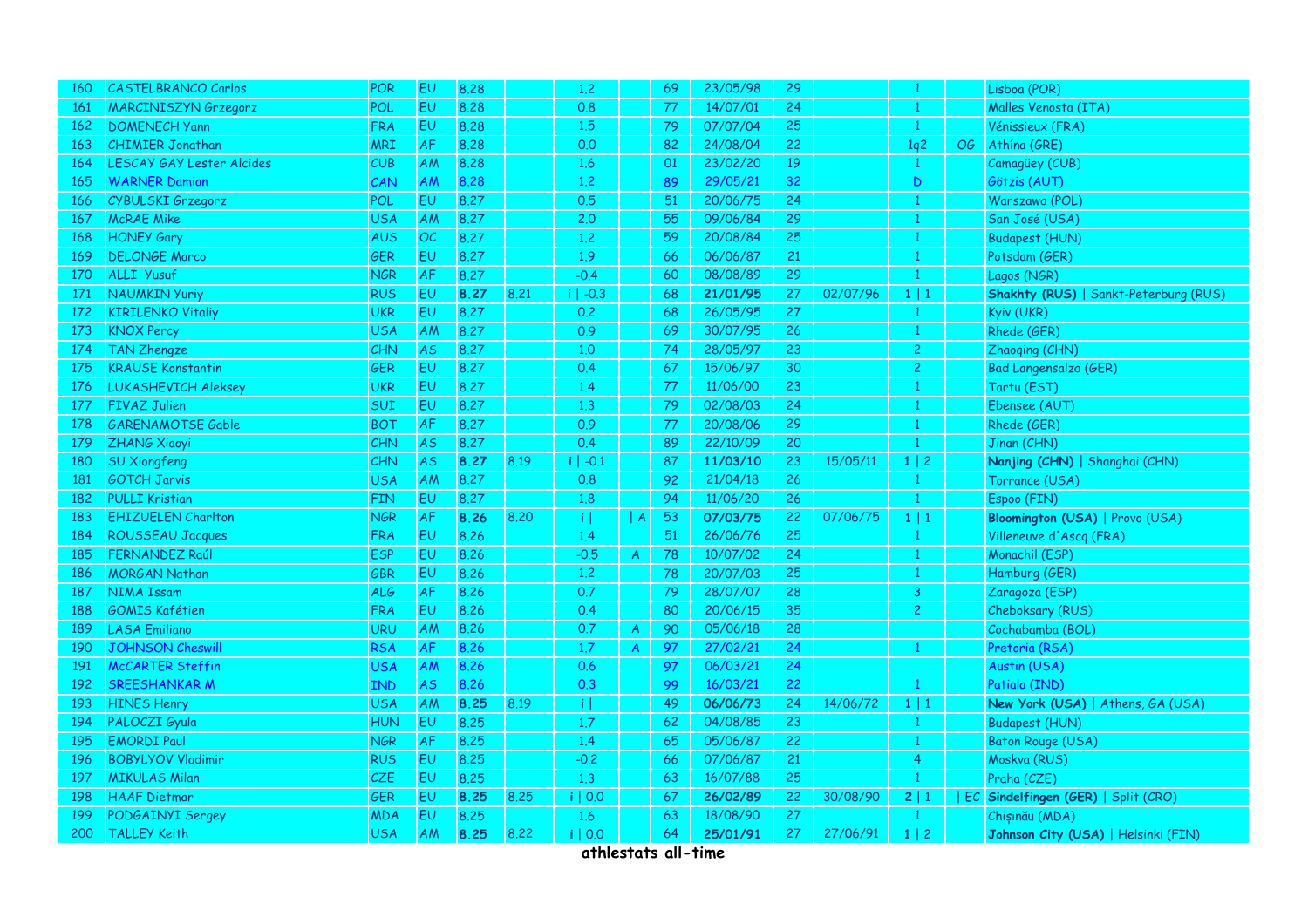| | | | | | | | | | | | | | | |
|---|---|---|---|---|---|---|---|---|---|---|---|---|---|---|
| 160 | CASTELBRANCO Carlos | POR | EU | 8.28 | | 1.2 | | 69 | 23/05/98 | 29 | | 1 | | Lisboa (POR) |
| 161 | MARCINISZYN Grzegorz | POL | EU | 8.28 | | 0.8 | | 77 | 14/07/01 | 24 | | 1 | | Malles Venosta (ITA) |
| 162 | DOMENECH Yann | FRA | EU | 8.28 | | 1.5 | | 79 | 07/07/04 | 25 | | 1 | | Vénissieux (FRA) |
| 163 | CHIMIER Jonathan | MRI | AF | 8.28 | | 0.0 | | 82 | 24/08/04 | 22 | | 1q2 | OG | Athína (GRE) |
| 164 | LESCAY GAY Lester Alcides | CUB | AM | 8.28 | | 1.6 | | 01 | 23/02/20 | 19 | | 1 | | Camagüey (CUB) |
| 165 | WARNER Damian | CAN | AM | 8.28 | | 1.2 | | 89 | 29/05/21 | 32 | | D | | Götzis (AUT) |
| 166 | CYBULSKI Grzegorz | POL | EU | 8.27 | | 0.5 | | 51 | 20/06/75 | 24 | | 1 | | Warszawa (POL) |
| 167 | McRAE Mike | USA | AM | 8.27 | | 2.0 | | 55 | 09/06/84 | 29 | | 1 | | San José (USA) |
| 168 | HONEY Gary | AUS | OC | 8.27 | | 1.2 | | 59 | 20/08/84 | 25 | | 1 | | Budapest (HUN) |
| 169 | DELONGE Marco | GER | EU | 8.27 | | 1.9 | | 66 | 06/06/87 | 21 | | 1 | | Potsdam (GER) |
| 170 | ALLI Yusuf | NGR | AF | 8.27 | | -0.4 | | 60 | 08/08/89 | 29 | | 1 | | Lagos (NGR) |
| 171 | NAUMKIN Yuriy | RUS | EU | **8.27** | 8.21 | i \| -0.3 | | 68 | **21/01/95** | 27 | 02/07/96 | 1 \| 1 | | **Shakhty (RUS)** \| Sankt-Peterburg (RUS) |
| 172 | KIRILENKO Vitaliy | UKR | EU | 8.27 | | 0.2 | | 68 | 26/05/95 | 27 | | 1 | | Kyiv (UKR) |
| 173 | KNOX Percy | USA | AM | 8.27 | | 0.9 | | 69 | 30/07/95 | 26 | | 1 | | Rhede (GER) |
| 174 | TAN Zhengze | CHN | AS | 8.27 | | 1.0 | | 74 | 28/05/97 | 23 | | 2 | | Zhaoqing (CHN) |
| 175 | KRAUSE Konstantin | GER | EU | 8.27 | | 0.4 | | 67 | 15/06/97 | 30 | | 2 | | Bad Langensalza (GER) |
| 176 | LUKASHEVICH Aleksey | UKR | EU | 8.27 | | 1.4 | | 77 | 11/06/00 | 23 | | 1 | | Tartu (EST) |
| 177 | FIVAZ Julien | SUI | EU | 8.27 | | 1.3 | | 79 | 02/08/03 | 24 | | 1 | | Ebensee (AUT) |
| 178 | GARENAMOTSE Gable | BOT | AF | 8.27 | | 0.9 | | 77 | 20/08/06 | 29 | | 1 | | Rhede (GER) |
| 179 | ZHANG Xiaoyi | CHN | AS | 8.27 | | 0.4 | | 89 | 22/10/09 | 20 | | 1 | | Jinan (CHN) |
| 180 | SU Xiongfeng | CHN | AS | **8.27** | 8.19 | i \| -0.1 | | 87 | **11/03/10** | 23 | 15/05/11 | 1 \| 2 | | **Nanjing (CHN)** \| Shanghai (CHN) |
| 181 | GOTCH Jarvis | USA | AM | 8.27 | | 0.8 | | 92 | 21/04/18 | 26 | | 1 | | Torrance (USA) |
| 182 | PULLI Kristian | FIN | EU | 8.27 | | 1.8 | | 94 | 11/06/20 | 26 | | 1 | | Espoo (FIN) |
| 183 | EHIZUELEN Charlton | NGR | AF | **8.26** | 8.20 | i \| | \| A | 53 | **07/03/75** | 22 | 07/06/75 | 1 \| 1 | | **Bloomington (USA)** \| Provo (USA) |
| 184 | ROUSSEAU Jacques | FRA | EU | 8.26 | | 1.4 | | 51 | 26/06/76 | 25 | | 1 | | Villeneuve d'Ascq (FRA) |
| 185 | FERNANDEZ Raúl | ESP | EU | 8.26 | | -0.5 | A | 78 | 10/07/02 | 24 | | 1 | | Monachil (ESP) |
| 186 | MORGAN Nathan | GBR | EU | 8.26 | | 1.2 | | 78 | 20/07/03 | 25 | | 1 | | Hamburg (GER) |
| 187 | NIMA Issam | ALG | AF | 8.26 | | 0.7 | | 79 | 28/07/07 | 28 | | 3 | | Zaragoza (ESP) |
| 188 | GOMIS Kafétien | FRA | EU | 8.26 | | 0.4 | | 80 | 20/06/15 | 35 | | 2 | | Cheboksary (RUS) |
| 189 | LASA Emiliano | URU | AM | 8.26 | | 0.7 | A | 90 | 05/06/18 | 28 | | | | Cochabamba (BOL) |
| 190 | JOHNSON Cheswill | RSA | AF | 8.26 | | 1.7 | A | 97 | 27/02/21 | 24 | | 1 | | Pretoria (RSA) |
| 191 | McCARTER Steffin | USA | AM | 8.26 | | 0.6 | | 97 | 06/03/21 | 24 | | | | Austin (USA) |
| 192 | SREESHANKAR M | IND | AS | 8.26 | | 0.3 | | 99 | 16/03/21 | 22 | | 1 | | Patiala (IND) |
| 193 | HINES Henry | USA | AM | **8.25** | 8.19 | i \| | | 49 | **06/06/73** | 24 | 14/06/72 | 1 \| 1 | | **New York (USA)** \| Athens, GA (USA) |
| 194 | PALOCZI Gyula | HUN | EU | 8.25 | | 1.7 | | 62 | 04/08/85 | 23 | | 1 | | Budapest (HUN) |
| 195 | EMORDI Paul | NGR | AF | 8.25 | | 1.4 | | 65 | 05/06/87 | 22 | | 1 | | Baton Rouge (USA) |
| 196 | BOBYLYOV Vladimir | RUS | EU | 8.25 | | -0.2 | | 66 | 07/06/87 | 21 | | 4 | | Moskva (RUS) |
| 197 | MIKULAS Milan | CZE | EU | 8.25 | | 1.3 | | 63 | 16/07/88 | 25 | | 1 | | Praha (CZE) |
| 198 | HAAF Dietmar | GER | EU | **8.25** | 8.25 | i \| 0.0 | | 67 | **26/02/89** | 22 | 30/08/90 | 2 \| 1 | \| EC | **Sindelfingen (GER)** \| Split (CRO) |
| 199 | PODGAINYI Sergey | MDA | EU | 8.25 | | 1.6 | | 63 | 18/08/90 | 27 | | 1 | | Chişinău (MDA) |
| 200 | TALLEY Keith | USA | AM | **8.25** | 8.22 | i \| 0.0 | | 64 | **25/01/91** | 27 | 27/06/91 | 1 \| 2 | | **Johnson City (USA)** \| Helsinki (FIN) |

athlestats all-time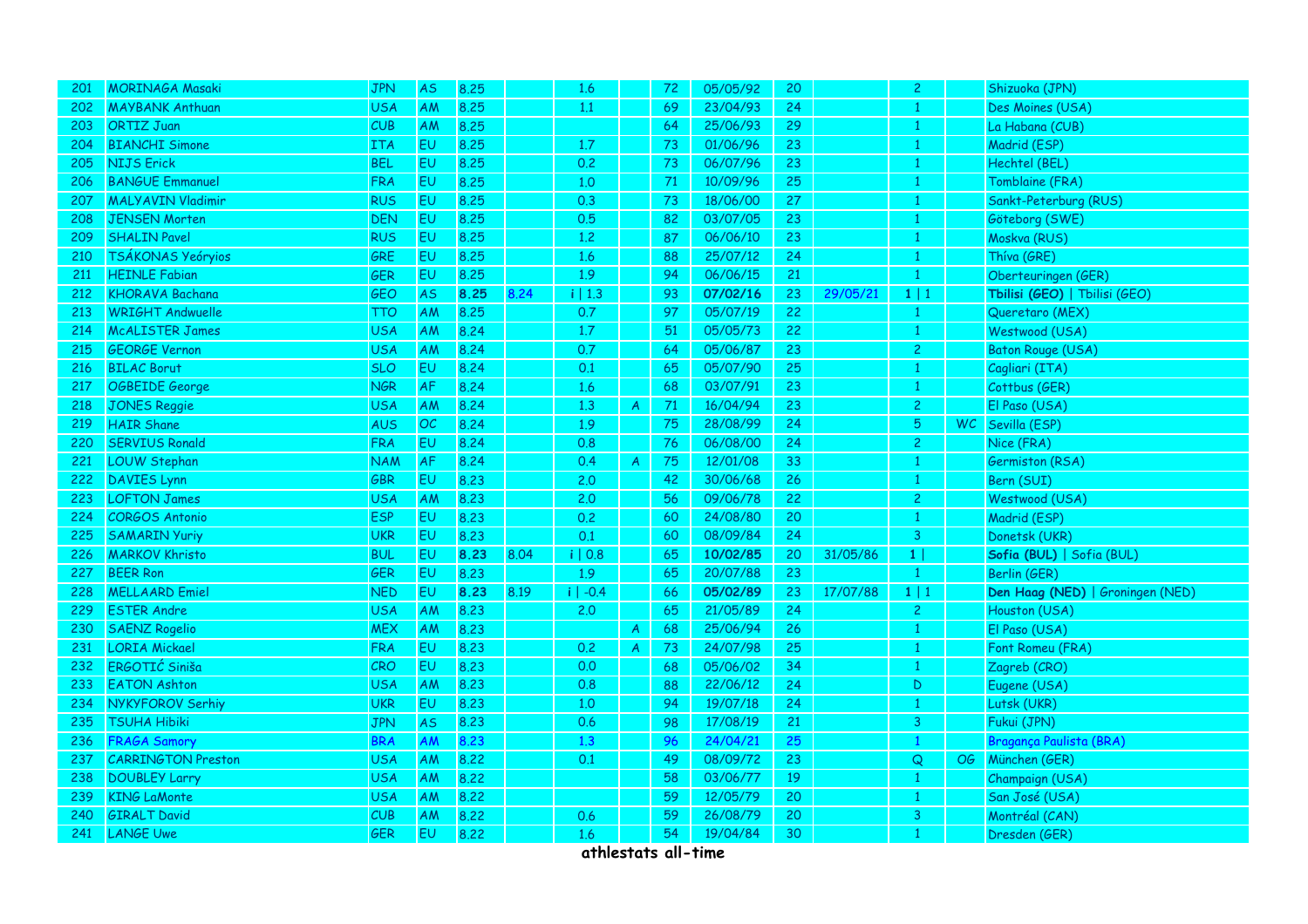| | | | | | | | | | | | | | | |
|---|---|---|---|---|---|---|---|---|---|---|---|---|---|---|
| 201 | MORINAGA Masaki | JPN | AS | 8.25 | | 1.6 | | 72 | 05/05/92 | 20 | | 2 | | Shizuoka (JPN) |
| 202 | MAYBANK Anthuan | USA | AM | 8.25 | | 1.1 | | 69 | 23/04/93 | 24 | | 1 | | Des Moines (USA) |
| 203 | ORTIZ Juan | CUB | AM | 8.25 | | | | 64 | 25/06/93 | 29 | | 1 | | La Habana (CUB) |
| 204 | BIANCHI Simone | ITA | EU | 8.25 | | 1.7 | | 73 | 01/06/96 | 23 | | 1 | | Madrid (ESP) |
| 205 | NIJS Erick | BEL | EU | 8.25 | | 0.2 | | 73 | 06/07/96 | 23 | | 1 | | Hechtel (BEL) |
| 206 | BANGUE Emmanuel | FRA | EU | 8.25 | | 1.0 | | 71 | 10/09/96 | 25 | | 1 | | Tomblaine (FRA) |
| 207 | MALYAVIN Vladimir | RUS | EU | 8.25 | | 0.3 | | 73 | 18/06/00 | 27 | | 1 | | Sankt-Peterburg (RUS) |
| 208 | JENSEN Morten | DEN | EU | 8.25 | | 0.5 | | 82 | 03/07/05 | 23 | | 1 | | Göteborg (SWE) |
| 209 | SHALIN Pavel | RUS | EU | 8.25 | | 1.2 | | 87 | 06/06/10 | 23 | | 1 | | Moskva (RUS) |
| 210 | TSÁKONAS Yeóryios | GRE | EU | 8.25 | | 1.6 | | 88 | 25/07/12 | 24 | | 1 | | Thíva (GRE) |
| 211 | HEINLE Fabian | GER | EU | 8.25 | | 1.9 | | 94 | 06/06/15 | 21 | | 1 | | Oberteuringen (GER) |
| 212 | KHORAVA Bachana | GEO | AS | **8.25** | 8.24 | i \| 1.3 | | 93 | **07/02/16** | 23 | 29/05/21 | 1 \| 1 | | **Tbilisi (GEO)** \| Tbilisi (GEO) |
| 213 | WRIGHT Andwuelle | TTO | AM | 8.25 | | 0.7 | | 97 | 05/07/19 | 22 | | 1 | | Queretaro (MEX) |
| 214 | McALISTER James | USA | AM | 8.24 | | 1.7 | | 51 | 05/05/73 | 22 | | 1 | | Westwood (USA) |
| 215 | GEORGE Vernon | USA | AM | 8.24 | | 0.7 | | 64 | 05/06/87 | 23 | | 2 | | Baton Rouge (USA) |
| 216 | BILAC Borut | SLO | EU | 8.24 | | 0.1 | | 65 | 05/07/90 | 25 | | 1 | | Cagliari (ITA) |
| 217 | OGBEIDE George | NGR | AF | 8.24 | | 1.6 | | 68 | 03/07/91 | 23 | | 1 | | Cottbus (GER) |
| 218 | JONES Reggie | USA | AM | 8.24 | | 1.3 | A | 71 | 16/04/94 | 23 | | 2 | | El Paso (USA) |
| 219 | HAIR Shane | AUS | OC | 8.24 | | 1.9 | | 75 | 28/08/99 | 24 | | 5 | WC | Sevilla (ESP) |
| 220 | SERVIUS Ronald | FRA | EU | 8.24 | | 0.8 | | 76 | 06/08/00 | 24 | | 2 | | Nice (FRA) |
| 221 | LOUW Stephan | NAM | AF | 8.24 | | 0.4 | A | 75 | 12/01/08 | 33 | | 1 | | Germiston (RSA) |
| 222 | DAVIES Lynn | GBR | EU | 8.23 | | 2.0 | | 42 | 30/06/68 | 26 | | 1 | | Bern (SUI) |
| 223 | LOFTON James | USA | AM | 8.23 | | 2.0 | | 56 | 09/06/78 | 22 | | 2 | | Westwood (USA) |
| 224 | CORGOS Antonio | ESP | EU | 8.23 | | 0.2 | | 60 | 24/08/80 | 20 | | 1 | | Madrid (ESP) |
| 225 | SAMARIN Yuriy | UKR | EU | 8.23 | | 0.1 | | 60 | 08/09/84 | 24 | | 3 | | Donetsk (UKR) |
| 226 | MARKOV Khristo | BUL | EU | **8.23** | 8.04 | i \| 0.8 | | 65 | **10/02/85** | 20 | 31/05/86 | 1 \| | | **Sofia (BUL)** \| Sofia (BUL) |
| 227 | BEER Ron | GER | EU | 8.23 | | 1.9 | | 65 | 20/07/88 | 23 | | 1 | | Berlin (GER) |
| 228 | MELLAARD Emiel | NED | EU | **8.23** | 8.19 | i \| -0.4 | | 66 | **05/02/89** | 23 | 17/07/88 | 1 \| 1 | | **Den Haag (NED)** \| Groningen (NED) |
| 229 | ESTER Andre | USA | AM | 8.23 | | 2.0 | | 65 | 21/05/89 | 24 | | 2 | | Houston (USA) |
| 230 | SAENZ Rogelio | MEX | AM | 8.23 | | | A | 68 | 25/06/94 | 26 | | 1 | | El Paso (USA) |
| 231 | LORIA Mickael | FRA | EU | 8.23 | | 0.2 | A | 73 | 24/07/98 | 25 | | 1 | | Font Romeu (FRA) |
| 232 | ERGOTIĆ Siniša | CRO | EU | 8.23 | | 0.0 | | 68 | 05/06/02 | 34 | | 1 | | Zagreb (CRO) |
| 233 | EATON Ashton | USA | AM | 8.23 | | 0.8 | | 88 | 22/06/12 | 24 | | D | | Eugene (USA) |
| 234 | NYKYFOROV Serhiy | UKR | EU | 8.23 | | 1.0 | | 94 | 19/07/18 | 24 | | 1 | | Lutsk (UKR) |
| 235 | TSUHA Hibiki | JPN | AS | 8.23 | | 0.6 | | 98 | 17/08/19 | 21 | | 3 | | Fukui (JPN) |
| 236 | FRAGA Samory | BRA | AM | 8.23 | | 1.3 | | 96 | 24/04/21 | 25 | | 1 | | Bragança Paulista (BRA) |
| 237 | CARRINGTON Preston | USA | AM | 8.22 | | 0.1 | | 49 | 08/09/72 | 23 | | Q | OG | München (GER) |
| 238 | DOUBLEY Larry | USA | AM | 8.22 | | | | 58 | 03/06/77 | 19 | | 1 | | Champaign (USA) |
| 239 | KING LaMonte | USA | AM | 8.22 | | | | 59 | 12/05/79 | 20 | | 1 | | San José (USA) |
| 240 | GIRALT David | CUB | AM | 8.22 | | 0.6 | | 59 | 26/08/79 | 20 | | 3 | | Montréal (CAN) |
| 241 | LANGE Uwe | GER | EU | 8.22 | | 1.6 | | 54 | 19/04/84 | 30 | | 1 | | Dresden (GER) |

athlestats all-time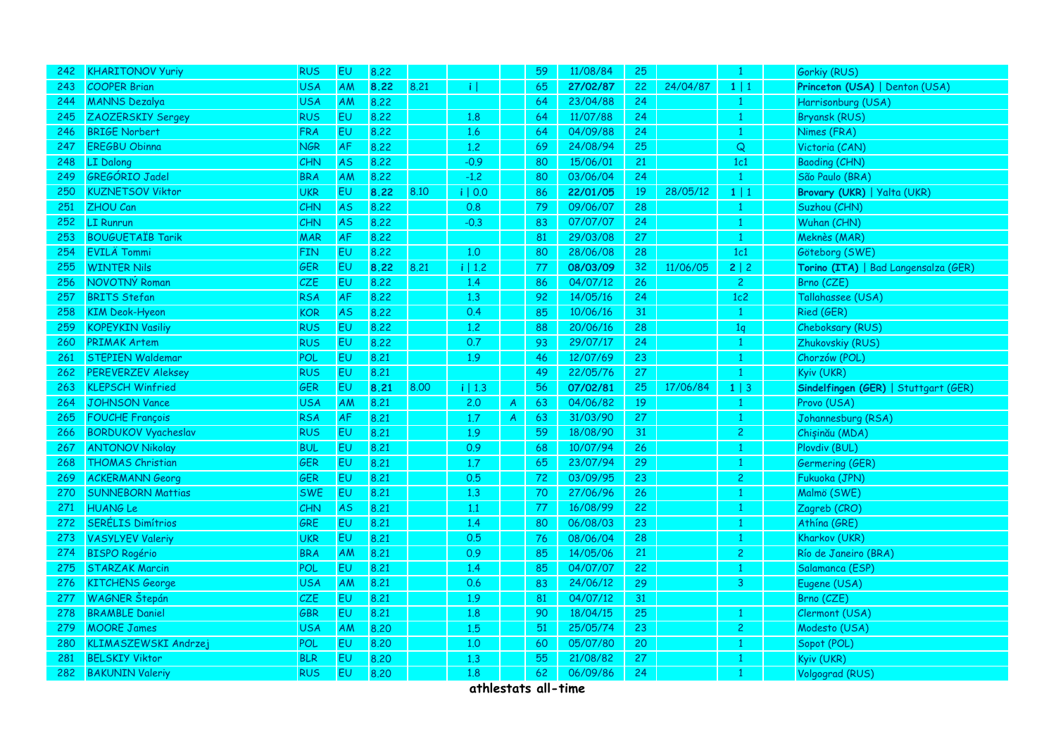| | | | | | | | | | | | | | |
|---|---|---|---|---|---|---|---|---|---|---|---|---|---|
| 242 | KHARITONOV Yuriy | RUS | EU | 8.22 | | | | 59 | 11/08/84 | 25 | | 1 | Gorkiy (RUS) |
| 243 | COOPER Brian | USA | AM | **8.22** | 8.21 | i \| | | 65 | **27/02/87** | 22 | 24/04/87 | **1** \| 1 | **Princeton (USA)** \| Denton (USA) |
| 244 | MANNS Dezalya | USA | AM | 8.22 | | | | 64 | 23/04/88 | 24 | | 1 | Harrisonburg (USA) |
| 245 | ZAOZERSKIY Sergey | RUS | EU | 8.22 | | 1.8 | | 64 | 11/07/88 | 24 | | 1 | Bryansk (RUS) |
| 246 | BRIGE Norbert | FRA | EU | 8.22 | | 1.6 | | 64 | 04/09/88 | 24 | | 1 | Nimes (FRA) |
| 247 | EREGBU Obinna | NGR | AF | 8.22 | | 1.2 | | 69 | 24/08/94 | 25 | | Q | Victoria (CAN) |
| 248 | LI Dalong | CHN | AS | 8.22 | | -0.9 | | 80 | 15/06/01 | 21 | | 1c1 | Baoding (CHN) |
| 249 | GREGÓRIO Jadel | BRA | AM | 8.22 | | -1.2 | | 80 | 03/06/04 | 24 | | 1 | São Paulo (BRA) |
| 250 | KUZNETSOV Viktor | UKR | EU | **8.22** | 8.10 | i \| 0.0 | | 86 | **22/01/05** | 19 | 28/05/12 | **1** \| 1 | **Brovary (UKR)** \| Yalta (UKR) |
| 251 | ZHOU Can | CHN | AS | 8.22 | | 0.8 | | 79 | 09/06/07 | 28 | | 1 | Suzhou (CHN) |
| 252 | LI Runrun | CHN | AS | 8.22 | | -0.3 | | 83 | 07/07/07 | 24 | | 1 | Wuhan (CHN) |
| 253 | BOUGUETAÏB Tarik | MAR | AF | 8.22 | | | | 81 | 29/03/08 | 27 | | 1 | Meknès (MAR) |
| 254 | EVILÄ Tommi | FIN | EU | 8.22 | | 1.0 | | 80 | 28/06/08 | 28 | | 1c1 | Göteborg (SWE) |
| 255 | WINTER Nils | GER | EU | **8.22** | 8.21 | i \| 1.2 | | 77 | **08/03/09** | 32 | 11/06/05 | **2** \| 2 | **Torino (ITA)** \| Bad Langensalza (GER) |
| 256 | NOVOTNÝ Roman | CZE | EU | 8.22 | | 1.4 | | 86 | 04/07/12 | 26 | | 2 | Brno (CZE) |
| 257 | BRITS Stefan | RSA | AF | 8.22 | | 1.3 | | 92 | 14/05/16 | 24 | | 1c2 | Tallahassee (USA) |
| 258 | KIM Deok-Hyeon | KOR | AS | 8.22 | | 0.4 | | 85 | 10/06/16 | 31 | | 1 | Ried (GER) |
| 259 | KOPEYKIN Vasiliy | RUS | EU | 8.22 | | 1.2 | | 88 | 20/06/16 | 28 | | 1q | Cheboksary (RUS) |
| 260 | PRIMAK Artem | RUS | EU | 8.22 | | 0.7 | | 93 | 29/07/17 | 24 | | 1 | Zhukovskiy (RUS) |
| 261 | STEPIEN Waldemar | POL | EU | 8.21 | | 1.9 | | 46 | 12/07/69 | 23 | | 1 | Chorzów (POL) |
| 262 | PEREVERZEV Aleksey | RUS | EU | 8.21 | | | | 49 | 22/05/76 | 27 | | 1 | Kyiv (UKR) |
| 263 | KLEPSCH Winfried | GER | EU | **8.21** | 8.00 | i \| 1.3 | | 56 | **07/02/81** | 25 | 17/06/84 | **1** \| 3 | **Sindelfingen (GER)** \| Stuttgart (GER) |
| 264 | JOHNSON Vance | USA | AM | 8.21 | | 2.0 | A | 63 | 04/06/82 | 19 | | 1 | Provo (USA) |
| 265 | FOUCHE François | RSA | AF | 8.21 | | 1.7 | A | 63 | 31/03/90 | 27 | | 1 | Johannesburg (RSA) |
| 266 | BORDUKOV Vyacheslav | RUS | EU | 8.21 | | 1.9 | | 59 | 18/08/90 | 31 | | 2 | Chișinău (MDA) |
| 267 | ANTONOV Nikolay | BUL | EU | 8.21 | | 0.9 | | 68 | 10/07/94 | 26 | | 1 | Plovdiv (BUL) |
| 268 | THOMAS Christian | GER | EU | 8.21 | | 1.7 | | 65 | 23/07/94 | 29 | | 1 | Germering (GER) |
| 269 | ACKERMANN Georg | GER | EU | 8.21 | | 0.5 | | 72 | 03/09/95 | 23 | | 2 | Fukuoka (JPN) |
| 270 | SUNNEBORN Mattias | SWE | EU | 8.21 | | 1.3 | | 70 | 27/06/96 | 26 | | 1 | Malmö (SWE) |
| 271 | HUANG Le | CHN | AS | 8.21 | | 1.1 | | 77 | 16/08/99 | 22 | | 1 | Zagreb (CRO) |
| 272 | SERÉLIS Dimítrios | GRE | EU | 8.21 | | 1.4 | | 80 | 06/08/03 | 23 | | 1 | Athína (GRE) |
| 273 | VASYLYEV Valeriy | UKR | EU | 8.21 | | 0.5 | | 76 | 08/06/04 | 28 | | 1 | Kharkov (UKR) |
| 274 | BISPO Rogério | BRA | AM | 8.21 | | 0.9 | | 85 | 14/05/06 | 21 | | 2 | Río de Janeiro (BRA) |
| 275 | STARZAK Marcin | POL | EU | 8.21 | | 1.4 | | 85 | 04/07/07 | 22 | | 1 | Salamanca (ESP) |
| 276 | KITCHENS George | USA | AM | 8.21 | | 0.6 | | 83 | 24/06/12 | 29 | | 3 | Eugene (USA) |
| 277 | WAGNER Štepán | CZE | EU | 8.21 | | 1.9 | | 81 | 04/07/12 | 31 | | | Brno (CZE) |
| 278 | BRAMBLE Daniel | GBR | EU | 8.21 | | 1.8 | | 90 | 18/04/15 | 25 | | 1 | Clermont (USA) |
| 279 | MOORE James | USA | AM | 8.20 | | 1.5 | | 51 | 25/05/74 | 23 | | 2 | Modesto (USA) |
| 280 | KLIMASZEWSKI Andrzej | POL | EU | 8.20 | | 1.0 | | 60 | 05/07/80 | 20 | | 1 | Sopot (POL) |
| 281 | BELSKIY Viktor | BLR | EU | 8.20 | | 1.3 | | 55 | 21/08/82 | 27 | | 1 | Kyiv (UKR) |
| 282 | BAKUNIN Valeriy | RUS | EU | 8.20 | | 1.8 | | 62 | 06/09/86 | 24 | | 1 | Volgograd (RUS) |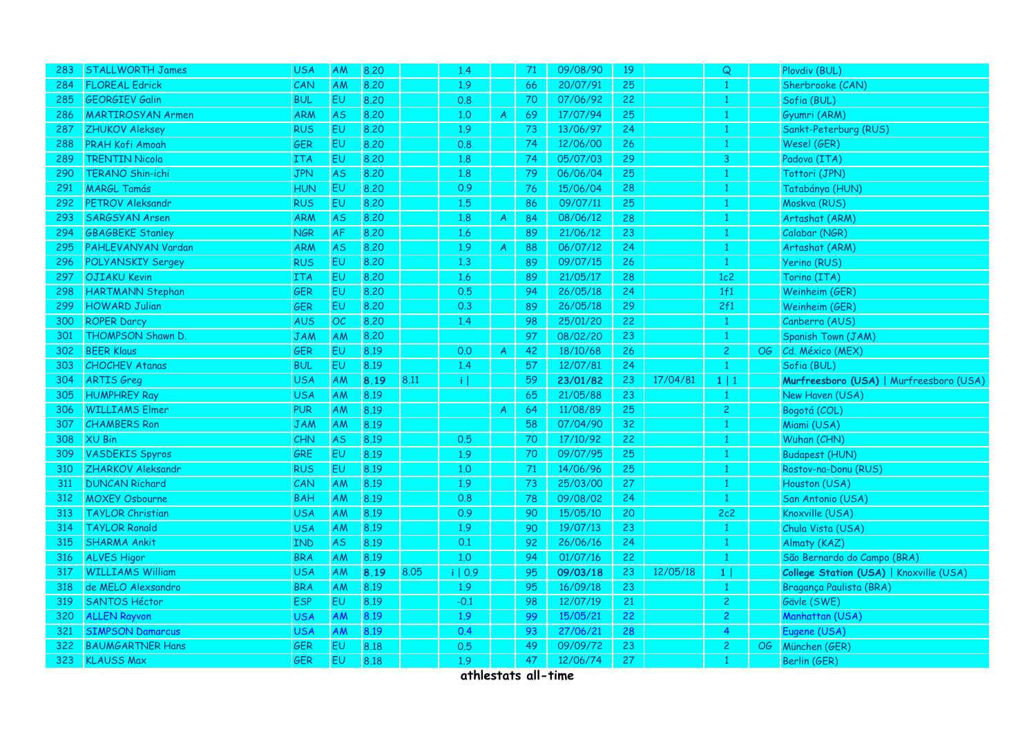| | | | | | | | | | | | | | | |
|---|---|---|---|---|---|---|---|---|---|---|---|---|---|---|
| 283 | STALLWORTH James | USA | AM | 8.20 | | 1.4 | | 71 | 09/08/90 | 19 | | Q | | Plovdiv (BUL) |
| 284 | FLOREAL Edrick | CAN | AM | 8.20 | | 1.9 | | 66 | 20/07/91 | 25 | | 1 | | Sherbrooke (CAN) |
| 285 | GEORGIEV Galin | BUL | EU | 8.20 | | 0.8 | | 70 | 07/06/92 | 22 | | 1 | | Sofia (BUL) |
| 286 | MARTIROSYAN Armen | ARM | AS | 8.20 | | 1.0 | A | 69 | 17/07/94 | 25 | | 1 | | Gyumri (ARM) |
| 287 | ZHUKOV Aleksey | RUS | EU | 8.20 | | 1.9 | | 73 | 13/06/97 | 24 | | 1 | | Sankt-Peterburg (RUS) |
| 288 | PRAH Kofi Amoah | GER | EU | 8.20 | | 0.8 | | 74 | 12/06/00 | 26 | | 1 | | Wesel (GER) |
| 289 | TRENTIN Nicola | ITA | EU | 8.20 | | 1.8 | | 74 | 05/07/03 | 29 | | 3 | | Padova (ITA) |
| 290 | TERANO Shin-ichi | JPN | AS | 8.20 | | 1.8 | | 79 | 06/06/04 | 25 | | 1 | | Tottori (JPN) |
| 291 | MARGL Tamás | HUN | EU | 8.20 | | 0.9 | | 76 | 15/06/04 | 28 | | 1 | | Tatabánya (HUN) |
| 292 | PETROV Aleksandr | RUS | EU | 8.20 | | 1.5 | | 86 | 09/07/11 | 25 | | 1 | | Moskva (RUS) |
| 293 | SARGSYAN Arsen | ARM | AS | 8.20 | | 1.8 | A | 84 | 08/06/12 | 28 | | 1 | | Artashat (ARM) |
| 294 | GBAGBEKE Stanley | NGR | AF | 8.20 | | 1.6 | | 89 | 21/06/12 | 23 | | 1 | | Calabar (NGR) |
| 295 | PAHLEVANYAN Vardan | ARM | AS | 8.20 | | 1.9 | A | 88 | 06/07/12 | 24 | | 1 | | Artashat (ARM) |
| 296 | POLYANSKIY Sergey | RUS | EU | 8.20 | | 1.3 | | 89 | 09/07/15 | 26 | | 1 | | Yerino (RUS) |
| 297 | OJIAKU Kevin | ITA | EU | 8.20 | | 1.6 | | 89 | 21/05/17 | 28 | | 1c2 | | Torino (ITA) |
| 298 | HARTMANN Stephan | GER | EU | 8.20 | | 0.5 | | 94 | 26/05/18 | 24 | | 1f1 | | Weinheim (GER) |
| 299 | HOWARD Julian | GER | EU | 8.20 | | 0.3 | | 89 | 26/05/18 | 29 | | 2f1 | | Weinheim (GER) |
| 300 | ROPER Darcy | AUS | OC | 8.20 | | 1.4 | | 98 | 25/01/20 | 22 | | 1 | | Canberra (AUS) |
| 301 | THOMPSON Shawn D. | JAM | AM | 8.20 | | | | 97 | 08/02/20 | 23 | | 1 | | Spanish Town (JAM) |
| 302 | BEER Klaus | GER | EU | 8.19 | | 0.0 | A | 42 | 18/10/68 | 26 | | 2 | OG | Cd. México (MEX) |
| 303 | CHOCHEV Atanas | BUL | EU | 8.19 | | 1.4 | | 57 | 12/07/81 | 24 | | 1 | | Sofia (BUL) |
| 304 | ARTIS Greg | USA | AM | **8.19** | 8.11 | i \| | | 59 | **23/01/82** | 23 | 17/04/81 | 1 \| 1 | | **Murfreesboro (USA)** \| Murfreesboro (USA) |
| 305 | HUMPHREY Ray | USA | AM | 8.19 | | | | 65 | 21/05/88 | 23 | | 1 | | New Haven (USA) |
| 306 | WILLIAMS Elmer | PUR | AM | 8.19 | | | A | 64 | 11/08/89 | 25 | | 2 | | Bogotá (COL) |
| 307 | CHAMBERS Ron | JAM | AM | 8.19 | | | | 58 | 07/04/90 | 32 | | 1 | | Miami (USA) |
| 308 | XU Bin | CHN | AS | 8.19 | | 0.5 | | 70 | 17/10/92 | 22 | | 1 | | Wuhan (CHN) |
| 309 | VASDEKIS Spyros | GRE | EU | 8.19 | | 1.9 | | 70 | 09/07/95 | 25 | | 1 | | Budapest (HUN) |
| 310 | ZHARKOV Aleksandr | RUS | EU | 8.19 | | 1.0 | | 71 | 14/06/96 | 25 | | 1 | | Rostov-na-Donu (RUS) |
| 311 | DUNCAN Richard | CAN | AM | 8.19 | | 1.9 | | 73 | 25/03/00 | 27 | | 1 | | Houston (USA) |
| 312 | MOXEY Osbourne | BAH | AM | 8.19 | | 0.8 | | 78 | 09/08/02 | 24 | | 1 | | San Antonio (USA) |
| 313 | TAYLOR Christian | USA | AM | 8.19 | | 0.9 | | 90 | 15/05/10 | 20 | | 2c2 | | Knoxville (USA) |
| 314 | TAYLOR Ronald | USA | AM | 8.19 | | 1.9 | | 90 | 19/07/13 | 23 | | 1 | | Chula Vista (USA) |
| 315 | SHARMA Ankit | IND | AS | 8.19 | | 0.1 | | 92 | 26/06/16 | 24 | | 1 | | Almaty (KAZ) |
| 316 | ALVES Higor | BRA | AM | 8.19 | | 1.0 | | 94 | 01/07/16 | 22 | | 1 | | São Bernardo do Campo (BRA) |
| 317 | WILLIAMS William | USA | AM | **8.19** | 8.05 | i \| 0.9 | | 95 | **09/03/18** | 23 | 12/05/18 | 1 \| | | **College Station (USA)** \| Knoxville (USA) |
| 318 | de MELO Alexsandro | BRA | AM | 8.19 | | 1.9 | | 95 | 16/09/18 | 23 | | 1 | | Bragança Paulista (BRA) |
| 319 | SANTOS Héctor | ESP | EU | 8.19 | | -0.1 | | 98 | 12/07/19 | 21 | | 2 | | Gävle (SWE) |
| 320 | ALLEN Rayvon | USA | AM | 8.19 | | 1.9 | | 99 | 15/05/21 | 22 | | 2 | | Manhattan (USA) |
| 321 | SIMPSON Damarcus | USA | AM | 8.19 | | 0.4 | | 93 | 27/06/21 | 28 | | 4 | | Eugene (USA) |
| 322 | BAUMGARTNER Hans | GER | EU | 8.18 | | 0.5 | | 49 | 09/09/72 | 23 | | 2 | OG | München (GER) |
| 323 | KLAUSS Max | GER | EU | 8.18 | | 1.9 | | 47 | 12/06/74 | 27 | | 1 | | Berlin (GER) |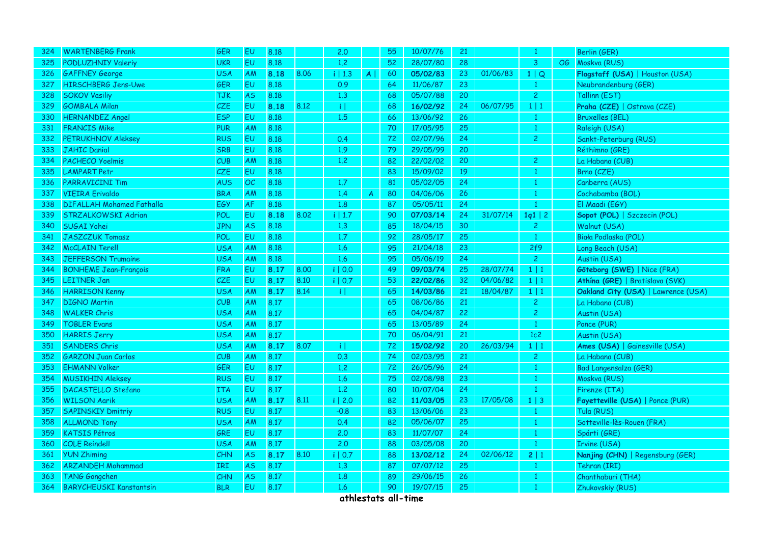| 324 | WARTENBERG Frank | GER | EU | 8.18 | | 2.0 | | 55 | 10/07/76 | 21 | | 1 | | Berlin (GER) |
|---|---|---|---|---|---|---|---|---|---|---|---|---|---|---|
| 325 | PODLUZHNIY Valeriy | UKR | EU | 8.18 | | 1.2 | | 52 | 28/07/80 | 28 | | 3 | OG | Moskva (RUS) |
| 326 | GAFFNEY George | USA | AM | **8.18** | 8.06 | i \| 1.3 | A \| | 60 | **05/02/83** | 23 | 01/06/83 | 1 \| Q | | **Flagstaff (USA)** \| Houston (USA) |
| 327 | HIRSCHBERG Jens-Uwe | GER | EU | 8.18 | | 0.9 | | 64 | 11/06/87 | 23 | | 1 | | Neubrandenburg (GER) |
| 328 | SOKOV Vasiliy | TJK | AS | 8.18 | | 1.3 | | 68 | 05/07/88 | 20 | | 2 | | Tallinn (EST) |
| 329 | GOMBALA Milan | CZE | EU | **8.18** | 8.12 | i \| | | 68 | **16/02/92** | 24 | 06/07/95 | 1 \| 1 | | **Praha (CZE)** \| Ostrava (CZE) |
| 330 | HERNANDEZ Angel | ESP | EU | 8.18 | | 1.5 | | 66 | 13/06/92 | 26 | | 1 | | Bruxelles (BEL) |
| 331 | FRANCIS Mike | PUR | AM | 8.18 | | | | 70 | 17/05/95 | 25 | | 1 | | Raleigh (USA) |
| 332 | PETRUKHNOV Aleksey | RUS | EU | 8.18 | | 0.4 | | 72 | 02/07/96 | 24 | | 2 | | Sankt-Peterburg (RUS) |
| 333 | JAHIC Danial | SRB | EU | 8.18 | | 1.9 | | 79 | 29/05/99 | 20 | | | | Réthimno (GRE) |
| 334 | PACHECO Yoelmis | CUB | AM | 8.18 | | 1.2 | | 82 | 22/02/02 | 20 | | 2 | | La Habana (CUB) |
| 335 | LAMPART Petr | CZE | EU | 8.18 | | | | 83 | 15/09/02 | 19 | | 1 | | Brno (CZE) |
| 336 | PARRAVICINI Tim | AUS | OC | 8.18 | | 1.7 | | 81 | 05/02/05 | 24 | | 1 | | Canberra (AUS) |
| 337 | VIEIRA Erivaldo | BRA | AM | 8.18 | | 1.4 | A | 80 | 04/06/06 | 26 | | 1 | | Cochabamba (BOL) |
| 338 | DIFALLAH Mohamed Fathalla | EGY | AF | 8.18 | | 1.8 | | 87 | 05/05/11 | 24 | | 1 | | El Maadi (EGY) |
| 339 | STRZALKOWSKI Adrian | POL | EU | **8.18** | 8.02 | i \| 1.7 | | 90 | **07/03/14** | 24 | 31/07/14 | **1q1** \| 2 | | **Sopot (POL)** \| Szczecin (POL) |
| 340 | SUGAI Yohei | JPN | AS | 8.18 | | 1.3 | | 85 | 18/04/15 | 30 | | 2 | | Walnut (USA) |
| 341 | JASZCZUK Tomasz | POL | EU | 8.18 | | 1.7 | | 92 | 28/05/17 | 25 | | 1 | | Biała Podlaska (POL) |
| 342 | McCLAIN Terell | USA | AM | 8.18 | | 1.6 | | 95 | 21/04/18 | 23 | | 2f9 | | Long Beach (USA) |
| 343 | JEFFERSON Trumaine | USA | AM | 8.18 | | 1.6 | | 95 | 05/06/19 | 24 | | 2 | | Austin (USA) |
| 344 | BONHEME Jean-François | FRA | EU | **8.17** | 8.00 | i \| 0.0 | | 49 | **09/03/74** | 25 | 28/07/74 | 1 \| 1 | | **Göteborg (SWE)** \| Nice (FRA) |
| 345 | LEITNER Jan | CZE | EU | **8.17** | 8.10 | i \| 0.7 | | 53 | **22/02/86** | 32 | 04/06/82 | 1 \| 1 | | **Athína (GRE)** \| Bratislava (SVK) |
| 346 | HARRISON Kenny | USA | AM | **8.17** | 8.14 | i \| | | 65 | **14/03/86** | 21 | 18/04/87 | 1 \| 1 | | **Oakland City (USA)** \| Lawrence (USA) |
| 347 | DIGNO Martin | CUB | AM | 8.17 | | | | 65 | 08/06/86 | 21 | | 2 | | La Habana (CUB) |
| 348 | WALKER Chris | USA | AM | 8.17 | | | | 65 | 04/04/87 | 22 | | 2 | | Austin (USA) |
| 349 | TOBLER Evans | USA | AM | 8.17 | | | | 65 | 13/05/89 | 24 | | 1 | | Ponce (PUR) |
| 350 | HARRIS Jerry | USA | AM | 8.17 | | | | 70 | 06/04/91 | 21 | | 1c2 | | Austin (USA) |
| 351 | SANDERS Chris | USA | AM | **8.17** | 8.07 | i \| | | 72 | **15/02/92** | 20 | 26/03/94 | 1 \| 1 | | **Ames (USA)** \| Gainesville (USA) |
| 352 | GARZON Juan Carlos | CUB | AM | 8.17 | | 0.3 | | 74 | 02/03/95 | 21 | | 2 | | La Habana (CUB) |
| 353 | EHMANN Volker | GER | EU | 8.17 | | 1.2 | | 72 | 26/05/96 | 24 | | 1 | | Bad Langensalza (GER) |
| 354 | MUSIKHIN Aleksey | RUS | EU | 8.17 | | 1.6 | | 75 | 02/08/98 | 23 | | 1 | | Moskva (RUS) |
| 355 | DACASTELLO Stefano | ITA | EU | 8.17 | | 1.2 | | 80 | 10/07/04 | 24 | | 1 | | Firenze (ITA) |
| 356 | WILSON Aarik | USA | AM | **8.17** | 8.11 | i \| 2.0 | | 82 | **11/03/05** | 23 | 17/05/08 | 1 \| 3 | | **Fayetteville (USA)** \| Ponce (PUR) |
| 357 | SAPINSKIY Dmitriy | RUS | EU | 8.17 | | -0.8 | | 83 | 13/06/06 | 23 | | 1 | | Tula (RUS) |
| 358 | ALLMOND Tony | USA | AM | 8.17 | | 0.4 | | 82 | 05/06/07 | 25 | | 1 | | Sotteville-lès-Rouen (FRA) |
| 359 | KATSIS Pétros | GRE | EU | 8.17 | | 2.0 | | 83 | 11/07/07 | 24 | | 1 | | Spárti (GRE) |
| 360 | COLE Reindell | USA | AM | 8.17 | | 2.0 | | 88 | 03/05/08 | 20 | | 1 | | Irvine (USA) |
| 361 | YUN Zhiming | CHN | AS | **8.17** | 8.10 | i \| 0.7 | | 88 | **13/02/12** | 24 | 02/06/12 | **2** \| 1 | | **Nanjing (CHN)** \| Regensburg (GER) |
| 362 | ARZANDEH Mohammad | IRI | AS | 8.17 | | 1.3 | | 87 | 07/07/12 | 25 | | 1 | | Tehran (IRI) |
| 363 | TANG Gongchen | CHN | AS | 8.17 | | 1.8 | | 89 | 29/06/15 | 26 | | 1 | | Chanthaburi (THA) |
| 364 | BARYCHEUSKI Kanstantsin | BLR | EU | 8.17 | | 1.6 | | 90 | 19/07/15 | 25 | | 1 | | Zhukovskiy (RUS) |

athlestats all-time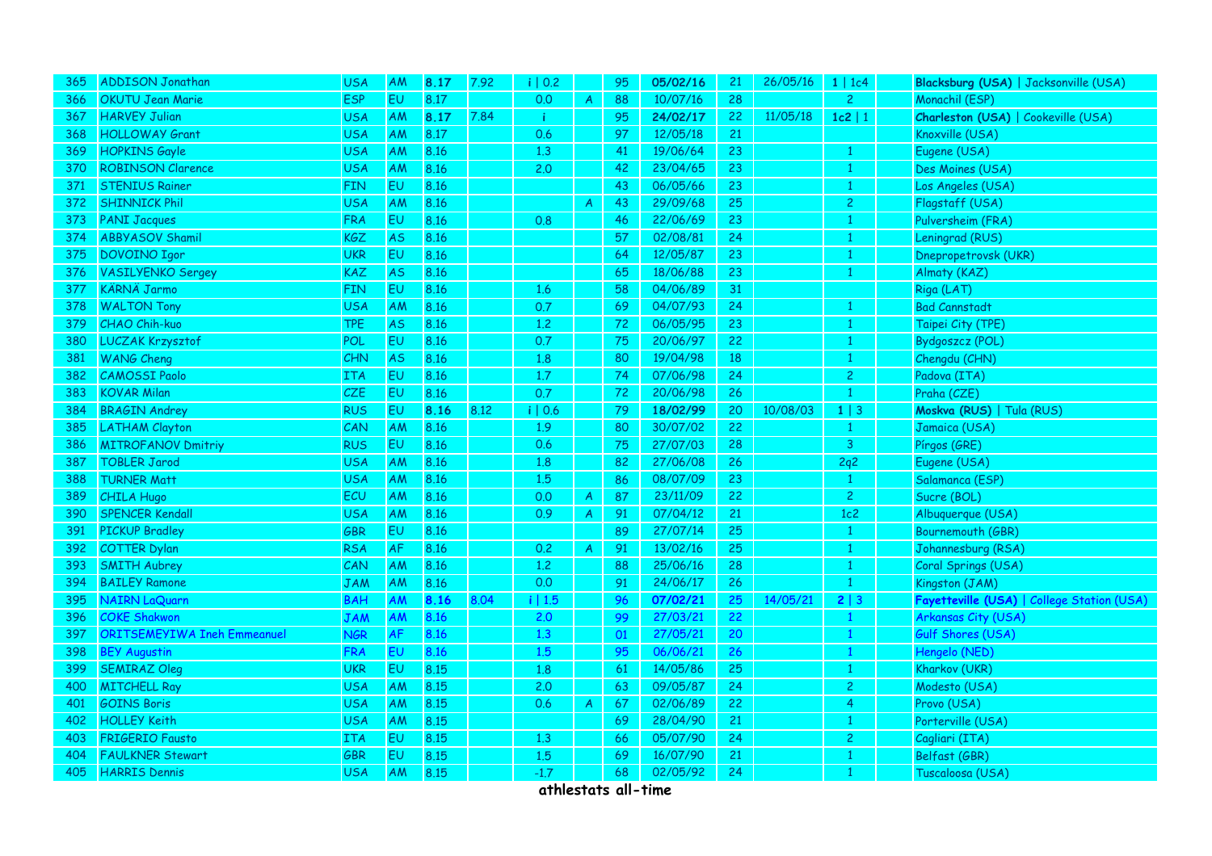| | | | | | | | | | | | | | | |
|---|---|---|---|---|---|---|---|---|---|---|---|---|---|---|
| 365 | ADDISON Jonathan | USA | AM | **8.17** | 7.92 | i \| 0.2 | | 95 | **05/02/16** | 21 | 26/05/16 | **1** \| 1c4 | | **Blacksburg (USA)** \| Jacksonville (USA) |
| 366 | OKUTU Jean Marie | ESP | EU | 8.17 | | 0.0 | A | 88 | 10/07/16 | 28 | | 2 | | Monachil (ESP) |
| 367 | HARVEY Julian | USA | AM | **8.17** | 7.84 | i | | 95 | **24/02/17** | 22 | 11/05/18 | **1c2** \| 1 | | **Charleston (USA)** \| Cookeville (USA) |
| 368 | HOLLOWAY Grant | USA | AM | 8.17 | | 0.6 | | 97 | 12/05/18 | 21 | | | | Knoxville (USA) |
| 369 | HOPKINS Gayle | USA | AM | 8.16 | | 1.3 | | 41 | 19/06/64 | 23 | | 1 | | Eugene (USA) |
| 370 | ROBINSON Clarence | USA | AM | 8.16 | | 2.0 | | 42 | 23/04/65 | 23 | | 1 | | Des Moines (USA) |
| 371 | STENIUS Rainer | FIN | EU | 8.16 | | | | 43 | 06/05/66 | 23 | | 1 | | Los Angeles (USA) |
| 372 | SHINNICK Phil | USA | AM | 8.16 | | | A | 43 | 29/09/68 | 25 | | 2 | | Flagstaff (USA) |
| 373 | PANI Jacques | FRA | EU | 8.16 | | 0.8 | | 46 | 22/06/69 | 23 | | 1 | | Pulversheim (FRA) |
| 374 | ABBYASOV Shamil | KGZ | AS | 8.16 | | | | 57 | 02/08/81 | 24 | | 1 | | Leningrad (RUS) |
| 375 | DOVOINO Igor | UKR | EU | 8.16 | | | | 64 | 12/05/87 | 23 | | 1 | | Dnepropetrovsk (UKR) |
| 376 | VASILYENKO Sergey | KAZ | AS | 8.16 | | | | 65 | 18/06/88 | 23 | | 1 | | Almaty (KAZ) |
| 377 | KÄRNÄ Jarmo | FIN | EU | 8.16 | | 1.6 | | 58 | 04/06/89 | 31 | | | | Riga (LAT) |
| 378 | WALTON Tony | USA | AM | 8.16 | | 0.7 | | 69 | 04/07/93 | 24 | | 1 | | Bad Cannstadt |
| 379 | CHAO Chih-kuo | TPE | AS | 8.16 | | 1.2 | | 72 | 06/05/95 | 23 | | 1 | | Taipei City (TPE) |
| 380 | LUCZAK Krzysztof | POL | EU | 8.16 | | 0.7 | | 75 | 20/06/97 | 22 | | 1 | | Bydgoszcz (POL) |
| 381 | WANG Cheng | CHN | AS | 8.16 | | 1.8 | | 80 | 19/04/98 | 18 | | 1 | | Chengdu (CHN) |
| 382 | CAMOSSI Paolo | ITA | EU | 8.16 | | 1.7 | | 74 | 07/06/98 | 24 | | 2 | | Padova (ITA) |
| 383 | KOVAR Milan | CZE | EU | 8.16 | | 0.7 | | 72 | 20/06/98 | 26 | | 1 | | Praha (CZE) |
| 384 | BRAGIN Andrey | RUS | EU | **8.16** | 8.12 | i \| 0.6 | | 79 | **18/02/99** | 20 | 10/08/03 | **1** \| 3 | | **Moskva (RUS)** \| Tula (RUS) |
| 385 | LATHAM Clayton | CAN | AM | 8.16 | | 1.9 | | 80 | 30/07/02 | 22 | | 1 | | Jamaica (USA) |
| 386 | MITROFANOV Dmitriy | RUS | EU | 8.16 | | 0.6 | | 75 | 27/07/03 | 28 | | 3 | | Pírgos (GRE) |
| 387 | TOBLER Jarod | USA | AM | 8.16 | | 1.8 | | 82 | 27/06/08 | 26 | | 2q2 | | Eugene (USA) |
| 388 | TURNER Matt | USA | AM | 8.16 | | 1.5 | | 86 | 08/07/09 | 23 | | 1 | | Salamanca (ESP) |
| 389 | CHILA Hugo | ECU | AM | 8.16 | | 0.0 | A | 87 | 23/11/09 | 22 | | 2 | | Sucre (BOL) |
| 390 | SPENCER Kendall | USA | AM | 8.16 | | 0.9 | A | 91 | 07/04/12 | 21 | | 1c2 | | Albuquerque (USA) |
| 391 | PICKUP Bradley | GBR | EU | 8.16 | | | | 89 | 27/07/14 | 25 | | 1 | | Bournemouth (GBR) |
| 392 | COTTER Dylan | RSA | AF | 8.16 | | 0.2 | A | 91 | 13/02/16 | 25 | | 1 | | Johannesburg (RSA) |
| 393 | SMITH Aubrey | CAN | AM | 8.16 | | 1.2 | | 88 | 25/06/16 | 28 | | 1 | | Coral Springs (USA) |
| 394 | BAILEY Ramone | JAM | AM | 8.16 | | 0.0 | | 91 | 24/06/17 | 26 | | 1 | | Kingston (JAM) |
| 395 | NAIRN LaQuarn | BAH | AM | **8.16** | 8.04 | i \| 1.5 | | 96 | **07/02/21** | 25 | 14/05/21 | **2** \| 3 | | **Fayetteville (USA)** \| College Station (USA) |
| 396 | COKE Shakwon | JAM | AM | 8.16 | | 2.0 | | 99 | 27/03/21 | 22 | | 1 | | Arkansas City (USA) |
| 397 | ORITSEMEYIWA Ineh Emmeanuel | NGR | AF | 8.16 | | 1.3 | | 01 | 27/05/21 | 20 | | 1 | | Gulf Shores (USA) |
| 398 | BEY Augustin | FRA | EU | 8.16 | | 1.5 | | 95 | 06/06/21 | 26 | | 1 | | Hengelo (NED) |
| 399 | SEMIRAZ Oleg | UKR | EU | 8.15 | | 1.8 | | 61 | 14/05/86 | 25 | | 1 | | Kharkov (UKR) |
| 400 | MITCHELL Ray | USA | AM | 8.15 | | 2.0 | | 63 | 09/05/87 | 24 | | 2 | | Modesto (USA) |
| 401 | GOINS Boris | USA | AM | 8.15 | | 0.6 | A | 67 | 02/06/89 | 22 | | 4 | | Provo (USA) |
| 402 | HOLLEY Keith | USA | AM | 8.15 | | | | 69 | 28/04/90 | 21 | | 1 | | Porterville (USA) |
| 403 | FRIGERIO Fausto | ITA | EU | 8.15 | | 1.3 | | 66 | 05/07/90 | 24 | | 2 | | Cagliari (ITA) |
| 404 | FAULKNER Stewart | GBR | EU | 8.15 | | 1.5 | | 69 | 16/07/90 | 21 | | 1 | | Belfast (GBR) |
| 405 | HARRIS Dennis | USA | AM | 8.15 | | -1.7 | | 68 | 02/05/92 | 24 | | 1 | | Tuscaloosa (USA) |

**athlestats all-time**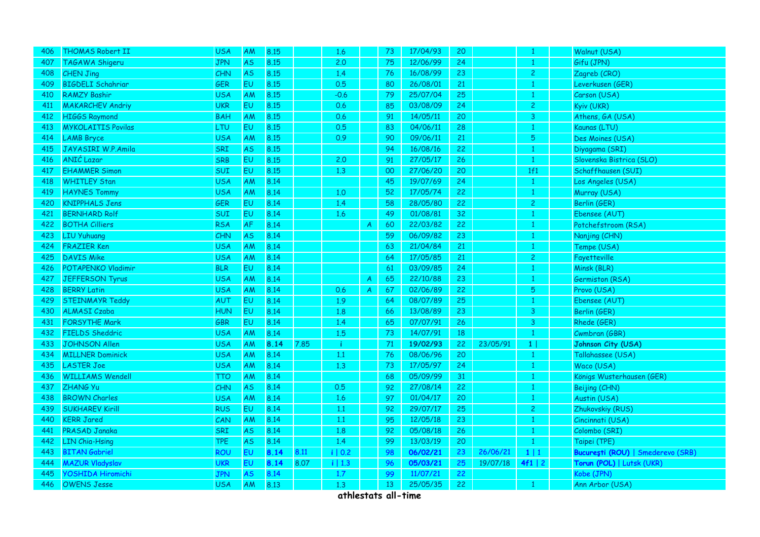| | | | | | | | | | | | | | | |
|---|---|---|---|---|---|---|---|---|---|---|---|---|---|---|
| 406 | THOMAS Robert II | USA | AM | 8.15 | | 1.6 | | 73 | 17/04/93 | 20 | | 1 | | Walnut (USA) |
| 407 | TAGAWA Shigeru | JPN | AS | 8.15 | | 2.0 | | 75 | 12/06/99 | 24 | | 1 | | Gifu (JPN) |
| 408 | CHEN Jing | CHN | AS | 8.15 | | 1.4 | | 76 | 16/08/99 | 23 | | 2 | | Zagreb (CRO) |
| 409 | BIGDELI Schahriar | GER | EU | 8.15 | | 0.5 | | 80 | 26/08/01 | 21 | | 1 | | Leverkusen (GER) |
| 410 | RAMZY Bashir | USA | AM | 8.15 | | -0.6 | | 79 | 25/07/04 | 25 | | 1 | | Carson (USA) |
| 411 | MAKARCHEV Andriy | UKR | EU | 8.15 | | 0.6 | | 85 | 03/08/09 | 24 | | 2 | | Kyiv (UKR) |
| 412 | HIGGS Raymond | BAH | AM | 8.15 | | 0.6 | | 91 | 14/05/11 | 20 | | 3 | | Athens, GA (USA) |
| 413 | MYKOLAITIS Povilas | LTU | EU | 8.15 | | 0.5 | | 83 | 04/06/11 | 28 | | 1 | | Kaunas (LTU) |
| 414 | LAMB Bryce | USA | AM | 8.15 | | 0.9 | | 90 | 09/06/11 | 21 | | 5 | | Des Moines (USA) |
| 415 | JAYASIRI W.P.Amila | SRI | AS | 8.15 | | | | 94 | 16/08/16 | 22 | | 1 | | Diyagama (SRI) |
| 416 | ANIĆ Lazar | SRB | EU | 8.15 | | 2.0 | | 91 | 27/05/17 | 26 | | 1 | | Slovenska Bistrica (SLO) |
| 417 | EHAMMER Simon | SUI | EU | 8.15 | | 1.3 | | 00 | 27/06/20 | 20 | | 1f1 | | Schaffhausen (SUI) |
| 418 | WHITLEY Stan | USA | AM | 8.14 | | | | 45 | 19/07/69 | 24 | | 1 | | Los Angeles (USA) |
| 419 | HAYNES Tommy | USA | AM | 8.14 | | 1.0 | | 52 | 17/05/74 | 22 | | 1 | | Murray (USA) |
| 420 | KNIPPHALS Jens | GER | EU | 8.14 | | 1.4 | | 58 | 28/05/80 | 22 | | 2 | | Berlin (GER) |
| 421 | BERNHARD Rolf | SUI | EU | 8.14 | | 1.6 | | 49 | 01/08/81 | 32 | | 1 | | Ebensee (AUT) |
| 422 | BOTHA Cilliers | RSA | AF | 8.14 | | | A | 60 | 22/03/82 | 22 | | 1 | | Potchefstroom (RSA) |
| 423 | LIU Yuhuang | CHN | AS | 8.14 | | | | 59 | 06/09/82 | 23 | | 1 | | Nanjing (CHN) |
| 424 | FRAZIER Ken | USA | AM | 8.14 | | | | 63 | 21/04/84 | 21 | | 1 | | Tempe (USA) |
| 425 | DAVIS Mike | USA | AM | 8.14 | | | | 64 | 17/05/85 | 21 | | 2 | | Fayetteville |
| 426 | POTAPENKO Vladimir | BLR | EU | 8.14 | | | | 61 | 03/09/85 | 24 | | 1 | | Minsk (BLR) |
| 427 | JEFFERSON Tyrus | USA | AM | 8.14 | | | A | 65 | 22/10/88 | 23 | | 1 | | Germiston (RSA) |
| 428 | BERRY Latin | USA | AM | 8.14 | | 0.6 | A | 67 | 02/06/89 | 22 | | 5 | | Provo (USA) |
| 429 | STEINMAYR Teddy | AUT | EU | 8.14 | | 1.9 | | 64 | 08/07/89 | 25 | | 1 | | Ebensee (AUT) |
| 430 | ALMASI Czaba | HUN | EU | 8.14 | | 1.8 | | 66 | 13/08/89 | 23 | | 3 | | Berlin (GER) |
| 431 | FORSYTHE Mark | GBR | EU | 8.14 | | 1.4 | | 65 | 07/07/91 | 26 | | 3 | | Rhede (GER) |
| 432 | FIELDS Sheddric | USA | AM | 8.14 | | 1.5 | | 73 | 14/07/91 | 18 | | 1 | | Cwmbran (GBR) |
| 433 | JOHNSON Allen | USA | AM | **8.14** | 7.85 | i | | 71 | **19/02/93** | 22 | 23/05/91 | **1** \| | | **Johnson City (USA)** |
| 434 | MILLNER Dominick | USA | AM | 8.14 | | 1.1 | | 76 | 08/06/96 | 20 | | 1 | | Tallahassee (USA) |
| 435 | LASTER Joe | USA | AM | 8.14 | | 1.3 | | 73 | 17/05/97 | 24 | | 1 | | Waco (USA) |
| 436 | WILLIAMS Wendell | TTO | AM | 8.14 | | | | 68 | 05/09/99 | 31 | | 1 | | Königs Wusterhausen (GER) |
| 437 | ZHANG Yu | CHN | AS | 8.14 | | 0.5 | | 92 | 27/08/14 | 22 | | 1 | | Beijing (CHN) |
| 438 | BROWN Charles | USA | AM | 8.14 | | 1.6 | | 97 | 01/04/17 | 20 | | 1 | | Austin (USA) |
| 439 | SUKHAREV Kirill | RUS | EU | 8.14 | | 1.1 | | 92 | 29/07/17 | 25 | | 2 | | Zhukovskiy (RUS) |
| 440 | KERR Jared | CAN | AM | 8.14 | | 1.1 | | 95 | 12/05/18 | 23 | | 1 | | Cincinnati (USA) |
| 441 | PRASAD Janaka | SRI | AS | 8.14 | | 1.8 | | 92 | 05/08/18 | 26 | | 1 | | Colombo (SRI) |
| 442 | LIN Chia-Hsing | TPE | AS | 8.14 | | 1.4 | | 99 | 13/03/19 | 20 | | 1 | | Taipei (TPE) |
| 443 | BITAN Gabriel | ROU | EU | **8.14** | 8.11 | i \| 0.2 | | 98 | **06/02/21** | 23 | 26/06/21 | **1** \| 1 | | **Bucureşti (ROU)** \| Smederevo (SRB) |
| 444 | MAZUR Vladyslav | UKR | EU | **8.14** | 8.07 | i \| 1.3 | | 96 | **05/03/21** | 25 | 19/07/18 | **4f1** \| 2 | | **Torun (POL)** \| Lutsk (UKR) |
| 445 | YOSHIDA Hiromichi | JPN | AS | 8.14 | | 1.7 | | 99 | 11/07/21 | 22 | | | | Kobe (JPN) |
| 446 | OWENS Jesse | USA | AM | 8.13 | | 1.3 | | 13 | 25/05/35 | 22 | | 1 | | Ann Arbor (USA) |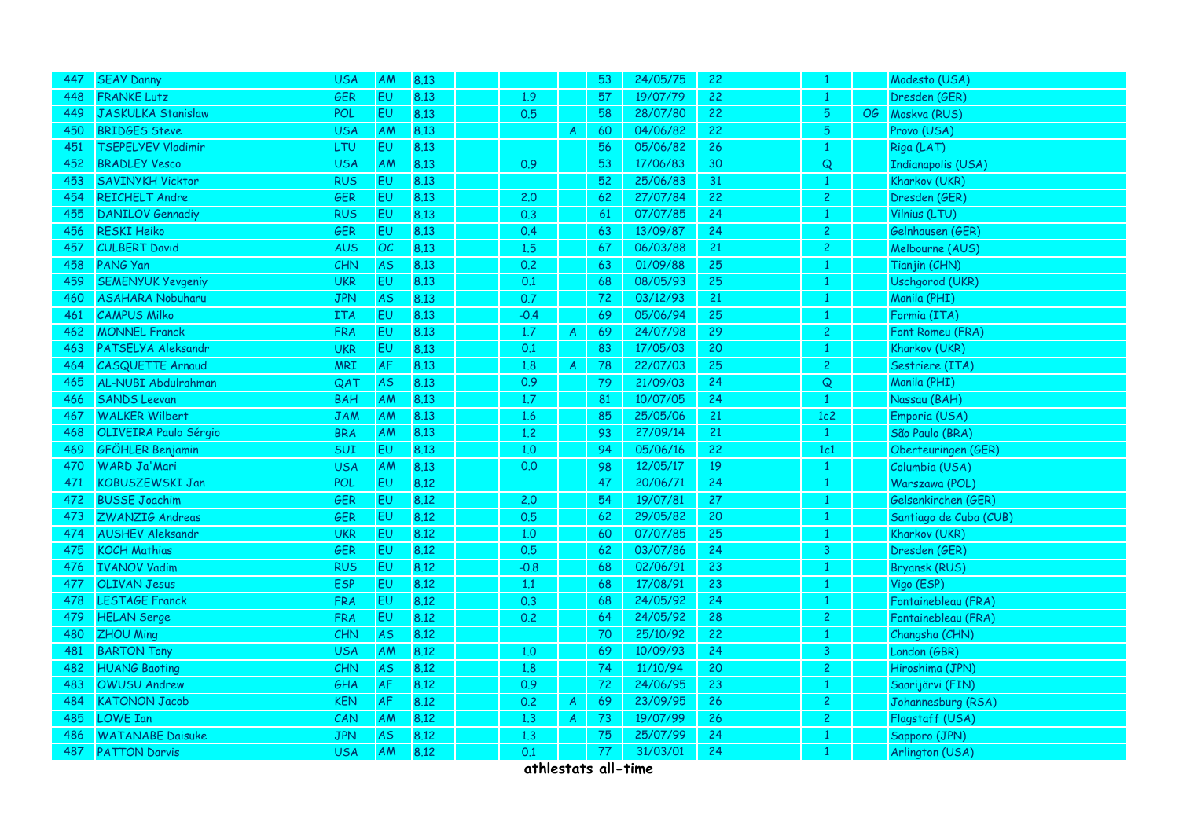| | | | | | | | | | | | | | | |
|---|---|---|---|---|---|---|---|---|---|---|---|---|---|---|
| 447 | SEAY Danny | USA | AM | 8.13 | | | | 53 | 24/05/75 | 22 | | 1 | | Modesto (USA) |
| 448 | FRANKE Lutz | GER | EU | 8.13 | | 1.9 | | 57 | 19/07/79 | 22 | | 1 | | Dresden (GER) |
| 449 | JASKULKA Stanislaw | POL | EU | 8.13 | | 0.5 | | 58 | 28/07/80 | 22 | | 5 | OG | Moskva (RUS) |
| 450 | BRIDGES Steve | USA | AM | 8.13 | | | A | 60 | 04/06/82 | 22 | | 5 | | Provo (USA) |
| 451 | TSEPELYEV Vladimir | LTU | EU | 8.13 | | | | 56 | 05/06/82 | 26 | | 1 | | Riga (LAT) |
| 452 | BRADLEY Vesco | USA | AM | 8.13 | | 0.9 | | 53 | 17/06/83 | 30 | | Q | | Indianapolis (USA) |
| 453 | SAVINYKH Vicktor | RUS | EU | 8.13 | | | | 52 | 25/06/83 | 31 | | 1 | | Kharkov (UKR) |
| 454 | REICHELT Andre | GER | EU | 8.13 | | 2.0 | | 62 | 27/07/84 | 22 | | 2 | | Dresden (GER) |
| 455 | DANILOV Gennadiy | RUS | EU | 8.13 | | 0.3 | | 61 | 07/07/85 | 24 | | 1 | | Vilnius (LTU) |
| 456 | RESKI Heiko | GER | EU | 8.13 | | 0.4 | | 63 | 13/09/87 | 24 | | 2 | | Gelnhausen (GER) |
| 457 | CULBERT David | AUS | OC | 8.13 | | 1.5 | | 67 | 06/03/88 | 21 | | 2 | | Melbourne (AUS) |
| 458 | PANG Yan | CHN | AS | 8.13 | | 0.2 | | 63 | 01/09/88 | 25 | | 1 | | Tianjin (CHN) |
| 459 | SEMENYUK Yevgeniy | UKR | EU | 8.13 | | 0.1 | | 68 | 08/05/93 | 25 | | 1 | | Uschgorod (UKR) |
| 460 | ASAHARA Nobuharu | JPN | AS | 8.13 | | 0.7 | | 72 | 03/12/93 | 21 | | 1 | | Manila (PHI) |
| 461 | CAMPUS Milko | ITA | EU | 8.13 | | -0.4 | | 69 | 05/06/94 | 25 | | 1 | | Formia (ITA) |
| 462 | MONNEL Franck | FRA | EU | 8.13 | | 1.7 | A | 69 | 24/07/98 | 29 | | 2 | | Font Romeu (FRA) |
| 463 | PATSELYA Aleksandr | UKR | EU | 8.13 | | 0.1 | | 83 | 17/05/03 | 20 | | 1 | | Kharkov (UKR) |
| 464 | CASQUETTE Arnaud | MRI | AF | 8.13 | | 1.8 | A | 78 | 22/07/03 | 25 | | 2 | | Sestriere (ITA) |
| 465 | AL-NUBI Abdulrahman | QAT | AS | 8.13 | | 0.9 | | 79 | 21/09/03 | 24 | | Q | | Manila (PHI) |
| 466 | SANDS Leevan | BAH | AM | 8.13 | | 1.7 | | 81 | 10/07/05 | 24 | | 1 | | Nassau (BAH) |
| 467 | WALKER Wilbert | JAM | AM | 8.13 | | 1.6 | | 85 | 25/05/06 | 21 | | 1c2 | | Emporia (USA) |
| 468 | OLIVEIRA Paulo Sérgio | BRA | AM | 8.13 | | 1.2 | | 93 | 27/09/14 | 21 | | 1 | | São Paulo (BRA) |
| 469 | GFÖHLER Benjamin | SUI | EU | 8.13 | | 1.0 | | 94 | 05/06/16 | 22 | | 1c1 | | Oberteuringen (GER) |
| 470 | WARD Ja'Mari | USA | AM | 8.13 | | 0.0 | | 98 | 12/05/17 | 19 | | 1 | | Columbia (USA) |
| 471 | KOBUSZEWSKI Jan | POL | EU | 8.12 | | | | 47 | 20/06/71 | 24 | | 1 | | Warszawa (POL) |
| 472 | BUSSE Joachim | GER | EU | 8.12 | | 2.0 | | 54 | 19/07/81 | 27 | | 1 | | Gelsenkirchen (GER) |
| 473 | ZWANZIG Andreas | GER | EU | 8.12 | | 0.5 | | 62 | 29/05/82 | 20 | | 1 | | Santiago de Cuba (CUB) |
| 474 | AUSHEV Aleksandr | UKR | EU | 8.12 | | 1.0 | | 60 | 07/07/85 | 25 | | 1 | | Kharkov (UKR) |
| 475 | KOCH Mathias | GER | EU | 8.12 | | 0.5 | | 62 | 03/07/86 | 24 | | 3 | | Dresden (GER) |
| 476 | IVANOV Vadim | RUS | EU | 8.12 | | -0.8 | | 68 | 02/06/91 | 23 | | 1 | | Bryansk (RUS) |
| 477 | OLIVAN Jesus | ESP | EU | 8.12 | | 1.1 | | 68 | 17/08/91 | 23 | | 1 | | Vigo (ESP) |
| 478 | LESTAGE Franck | FRA | EU | 8.12 | | 0.3 | | 68 | 24/05/92 | 24 | | 1 | | Fontainebleau (FRA) |
| 479 | HELAN Serge | FRA | EU | 8.12 | | 0.2 | | 64 | 24/05/92 | 28 | | 2 | | Fontainebleau (FRA) |
| 480 | ZHOU Ming | CHN | AS | 8.12 | | | | 70 | 25/10/92 | 22 | | 1 | | Changsha (CHN) |
| 481 | BARTON Tony | USA | AM | 8.12 | | 1.0 | | 69 | 10/09/93 | 24 | | 3 | | London (GBR) |
| 482 | HUANG Baoting | CHN | AS | 8.12 | | 1.8 | | 74 | 11/10/94 | 20 | | 2 | | Hiroshima (JPN) |
| 483 | OWUSU Andrew | GHA | AF | 8.12 | | 0.9 | | 72 | 24/06/95 | 23 | | 1 | | Saarijärvi (FIN) |
| 484 | KATONON Jacob | KEN | AF | 8.12 | | 0.2 | A | 69 | 23/09/95 | 26 | | 2 | | Johannesburg (RSA) |
| 485 | LOWE Ian | CAN | AM | 8.12 | | 1.3 | A | 73 | 19/07/99 | 26 | | 2 | | Flagstaff (USA) |
| 486 | WATANABE Daisuke | JPN | AS | 8.12 | | 1.3 | | 75 | 25/07/99 | 24 | | 1 | | Sapporo (JPN) |
| 487 | PATTON Darvis | USA | AM | 8.12 | | 0.1 | | 77 | 31/03/01 | 24 | | 1 | | Arlington (USA) |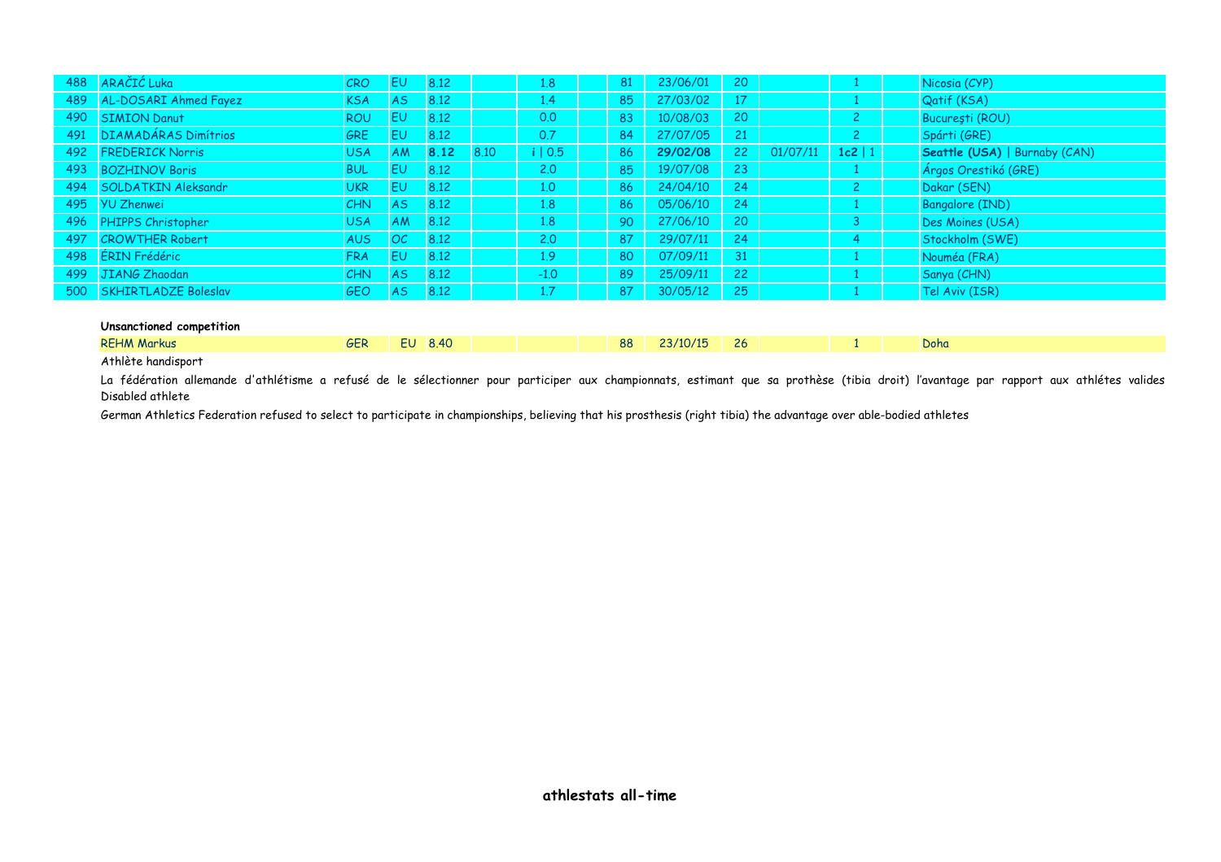| | | | | | | | | | | | | | | | |
|---|---|---|---|---|---|---|---|---|---|---|---|---|---|---|---|
| 488 | ARAČIĆ Luka | CRO | EU | 8.12 | | 1.8 | | 81 | 23/06/01 | 20 | | 1 | | Nicosia (CYP) |
| 489 | AL-DOSARI Ahmed Fayez | KSA | AS | 8.12 | | 1.4 | | 85 | 27/03/02 | 17 | | 1 | | Qatif (KSA) |
| 490 | SIMION Danut | ROU | EU | 8.12 | | 0.0 | | 83 | 10/08/03 | 20 | | 2 | | Bucureşti (ROU) |
| 491 | DIAMADÁRAS Dimítrios | GRE | EU | 8.12 | | 0.7 | | 84 | 27/07/05 | 21 | | 2 | | Spárti (GRE) |
| 492 | FREDERICK Norris | USA | AM | **8.12** | 8.10 | i \| 0.5 | | 86 | **29/02/08** | 22 | 01/07/11 | **1c2** \| 1 | | **Seattle (USA)** \| Burnaby (CAN) |
| 493 | BOZHINOV Boris | BUL | EU | 8.12 | | 2.0 | | 85 | 19/07/08 | 23 | | 1 | | Árgos Orestikó (GRE) |
| 494 | SOLDATKIN Aleksandr | UKR | EU | 8.12 | | 1.0 | | 86 | 24/04/10 | 24 | | 2 | | Dakar (SEN) |
| 495 | YU Zhenwei | CHN | AS | 8.12 | | 1.8 | | 86 | 05/06/10 | 24 | | 1 | | Bangalore (IND) |
| 496 | PHIPPS Christopher | USA | AM | 8.12 | | 1.8 | | 90 | 27/06/10 | 20 | | 3 | | Des Moines (USA) |
| 497 | CROWTHER Robert | AUS | OC | 8.12 | | 2.0 | | 87 | 29/07/11 | 24 | | 4 | | Stockholm (SWE) |
| 498 | ÉRIN Frédéric | FRA | EU | 8.12 | | 1.9 | | 80 | 07/09/11 | 31 | | 1 | | Nouméa (FRA) |
| 499 | JIANG Zhaodan | CHN | AS | 8.12 | | -1.0 | | 89 | 25/09/11 | 22 | | 1 | | Sanya (CHN) |
| 500 | SKHIRTLADZE Boleslav | GEO | AS | 8.12 | | 1.7 | | 87 | 30/05/12 | 25 | | 1 | | Tel Aviv (ISR) |

**Unsanctioned competition**

| | | | | | | | | | | | | | | |
|---|---|---|---|---|---|---|---|---|---|---|---|---|---|---|
| REHM Markus | GER | EU | 8.40 | | | | 88 | 23/10/15 | 26 | | 1 | | Doha |

Athlète handisport

La fédération allemande d'athlétisme a refusé de le sélectionner pour participer aux championnats, estimant que sa prothèse (tibia droit) l'avantage par rapport aux athlétes valides
Disabled athlete

German Athletics Federation refused to select to participate in championships, believing that his prosthesis (right tibia) the advantage over able-bodied athletes